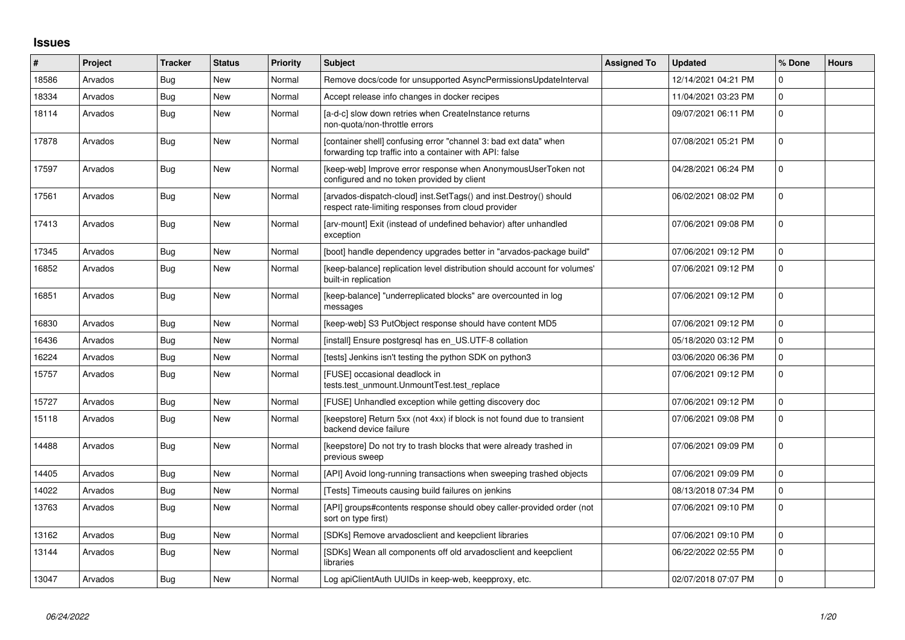# Issues

| # | Project | Tracker | Status | Priority | Subject | Assigned To | Updated | % Done | Hours |
|---|---|---|---|---|---|---|---|---|---|
| 18586 | Arvados | Bug | New | Normal | Remove docs/code for unsupported AsyncPermissionsUpdateInterval | | 12/14/2021 04:21 PM | 0 | |
| 18334 | Arvados | Bug | New | Normal | Accept release info changes in docker recipes | | 11/04/2021 03:23 PM | 0 | |
| 18114 | Arvados | Bug | New | Normal | [a-d-c] slow down retries when CreateInstance returns non-quota/non-throttle errors | | 09/07/2021 06:11 PM | 0 | |
| 17878 | Arvados | Bug | New | Normal | [container shell] confusing error "channel 3: bad ext data" when forwarding tcp traffic into a container with API: false | | 07/08/2021 05:21 PM | 0 | |
| 17597 | Arvados | Bug | New | Normal | [keep-web] Improve error response when AnonymousUserToken not configured and no token provided by client | | 04/28/2021 06:24 PM | 0 | |
| 17561 | Arvados | Bug | New | Normal | [arvados-dispatch-cloud] inst.SetTags() and inst.Destroy() should respect rate-limiting responses from cloud provider | | 06/02/2021 08:02 PM | 0 | |
| 17413 | Arvados | Bug | New | Normal | [arv-mount] Exit (instead of undefined behavior) after unhandled exception | | 07/06/2021 09:08 PM | 0 | |
| 17345 | Arvados | Bug | New | Normal | [boot] handle dependency upgrades better in "arvados-package build" | | 07/06/2021 09:12 PM | 0 | |
| 16852 | Arvados | Bug | New | Normal | [keep-balance] replication level distribution should account for volumes' built-in replication | | 07/06/2021 09:12 PM | 0 | |
| 16851 | Arvados | Bug | New | Normal | [keep-balance] "underreplicated blocks" are overcounted in log messages | | 07/06/2021 09:12 PM | 0 | |
| 16830 | Arvados | Bug | New | Normal | [keep-web] S3 PutObject response should have content MD5 | | 07/06/2021 09:12 PM | 0 | |
| 16436 | Arvados | Bug | New | Normal | [install] Ensure postgresql has en_US.UTF-8 collation | | 05/18/2020 03:12 PM | 0 | |
| 16224 | Arvados | Bug | New | Normal | [tests] Jenkins isn't testing the python SDK on python3 | | 03/06/2020 06:36 PM | 0 | |
| 15757 | Arvados | Bug | New | Normal | [FUSE] occasional deadlock in tests.test_unmount.UnmountTest.test_replace | | 07/06/2021 09:12 PM | 0 | |
| 15727 | Arvados | Bug | New | Normal | [FUSE] Unhandled exception while getting discovery doc | | 07/06/2021 09:12 PM | 0 | |
| 15118 | Arvados | Bug | New | Normal | [keepstore] Return 5xx (not 4xx) if block is not found due to transient backend device failure | | 07/06/2021 09:08 PM | 0 | |
| 14488 | Arvados | Bug | New | Normal | [keepstore] Do not try to trash blocks that were already trashed in previous sweep | | 07/06/2021 09:09 PM | 0 | |
| 14405 | Arvados | Bug | New | Normal | [API] Avoid long-running transactions when sweeping trashed objects | | 07/06/2021 09:09 PM | 0 | |
| 14022 | Arvados | Bug | New | Normal | [Tests] Timeouts causing build failures on jenkins | | 08/13/2018 07:34 PM | 0 | |
| 13763 | Arvados | Bug | New | Normal | [API] groups#contents response should obey caller-provided order (not sort on type first) | | 07/06/2021 09:10 PM | 0 | |
| 13162 | Arvados | Bug | New | Normal | [SDKs] Remove arvadosclient and keepclient libraries | | 07/06/2021 09:10 PM | 0 | |
| 13144 | Arvados | Bug | New | Normal | [SDKs] Wean all components off old arvadosclient and keepclient libraries | | 06/22/2022 02:55 PM | 0 | |
| 13047 | Arvados | Bug | New | Normal | Log apiClientAuth UUIDs in keep-web, keepproxy, etc. | | 02/07/2018 07:07 PM | 0 | |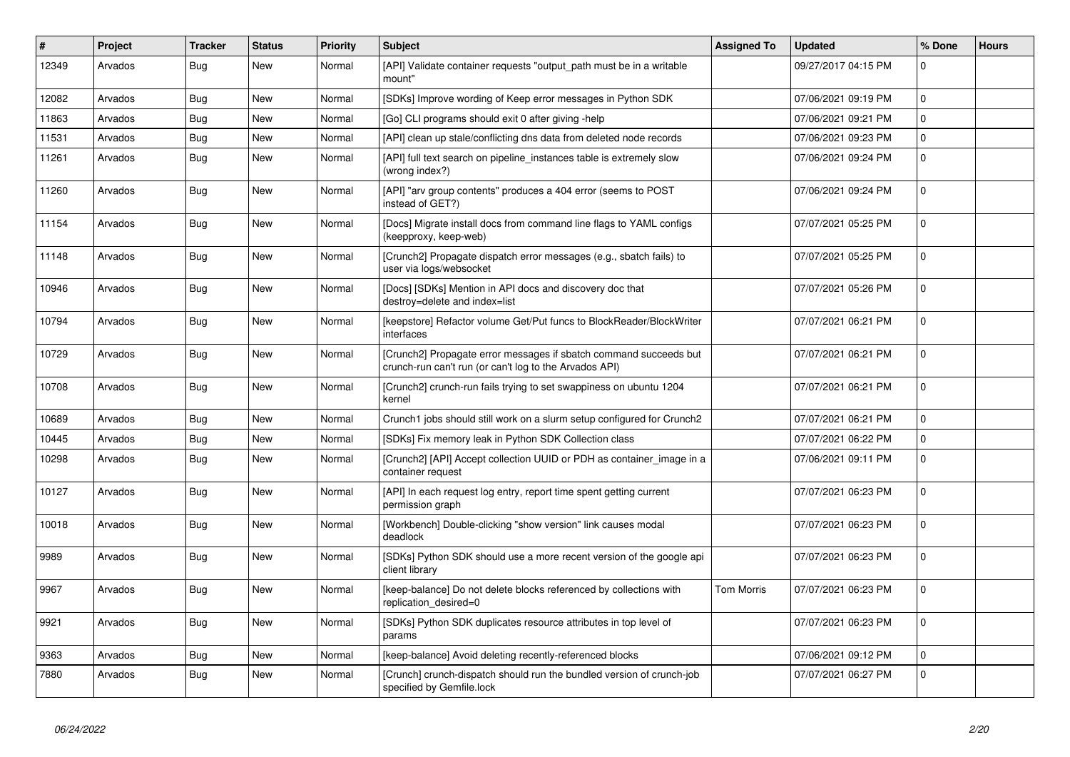| # | Project | Tracker | Status | Priority | Subject | Assigned To | Updated | % Done | Hours |
|---|---|---|---|---|---|---|---|---|---|
| 12349 | Arvados | Bug | New | Normal | [API] Validate container requests "output_path must be in a writable mount" | | 09/27/2017 04:15 PM | 0 | |
| 12082 | Arvados | Bug | New | Normal | [SDKs] Improve wording of Keep error messages in Python SDK | | 07/06/2021 09:19 PM | 0 | |
| 11863 | Arvados | Bug | New | Normal | [Go] CLI programs should exit 0 after giving -help | | 07/06/2021 09:21 PM | 0 | |
| 11531 | Arvados | Bug | New | Normal | [API] clean up stale/conflicting dns data from deleted node records | | 07/06/2021 09:23 PM | 0 | |
| 11261 | Arvados | Bug | New | Normal | [API] full text search on pipeline_instances table is extremely slow (wrong index?) | | 07/06/2021 09:24 PM | 0 | |
| 11260 | Arvados | Bug | New | Normal | [API] "arv group contents" produces a 404 error (seems to POST instead of GET?) | | 07/06/2021 09:24 PM | 0 | |
| 11154 | Arvados | Bug | New | Normal | [Docs] Migrate install docs from command line flags to YAML configs (keepproxy, keep-web) | | 07/07/2021 05:25 PM | 0 | |
| 11148 | Arvados | Bug | New | Normal | [Crunch2] Propagate dispatch error messages (e.g., sbatch fails) to user via logs/websocket | | 07/07/2021 05:25 PM | 0 | |
| 10946 | Arvados | Bug | New | Normal | [Docs] [SDKs] Mention in API docs and discovery doc that destroy=delete and index=list | | 07/07/2021 05:26 PM | 0 | |
| 10794 | Arvados | Bug | New | Normal | [keepstore] Refactor volume Get/Put funcs to BlockReader/BlockWriter interfaces | | 07/07/2021 06:21 PM | 0 | |
| 10729 | Arvados | Bug | New | Normal | [Crunch2] Propagate error messages if sbatch command succeeds but crunch-run can't run (or can't log to the Arvados API) | | 07/07/2021 06:21 PM | 0 | |
| 10708 | Arvados | Bug | New | Normal | [Crunch2] crunch-run fails trying to set swappiness on ubuntu 1204 kernel | | 07/07/2021 06:21 PM | 0 | |
| 10689 | Arvados | Bug | New | Normal | Crunch1 jobs should still work on a slurm setup configured for Crunch2 | | 07/07/2021 06:21 PM | 0 | |
| 10445 | Arvados | Bug | New | Normal | [SDKs] Fix memory leak in Python SDK Collection class | | 07/07/2021 06:22 PM | 0 | |
| 10298 | Arvados | Bug | New | Normal | [Crunch2] [API] Accept collection UUID or PDH as container_image in a container request | | 07/06/2021 09:11 PM | 0 | |
| 10127 | Arvados | Bug | New | Normal | [API] In each request log entry, report time spent getting current permission graph | | 07/07/2021 06:23 PM | 0 | |
| 10018 | Arvados | Bug | New | Normal | [Workbench] Double-clicking "show version" link causes modal deadlock | | 07/07/2021 06:23 PM | 0 | |
| 9989 | Arvados | Bug | New | Normal | [SDKs] Python SDK should use a more recent version of the google api client library | | 07/07/2021 06:23 PM | 0 | |
| 9967 | Arvados | Bug | New | Normal | [keep-balance] Do not delete blocks referenced by collections with replication_desired=0 | Tom Morris | 07/07/2021 06:23 PM | 0 | |
| 9921 | Arvados | Bug | New | Normal | [SDKs] Python SDK duplicates resource attributes in top level of params | | 07/07/2021 06:23 PM | 0 | |
| 9363 | Arvados | Bug | New | Normal | [keep-balance] Avoid deleting recently-referenced blocks | | 07/06/2021 09:12 PM | 0 | |
| 7880 | Arvados | Bug | New | Normal | [Crunch] crunch-dispatch should run the bundled version of crunch-job specified by Gemfile.lock | | 07/07/2021 06:27 PM | 0 | |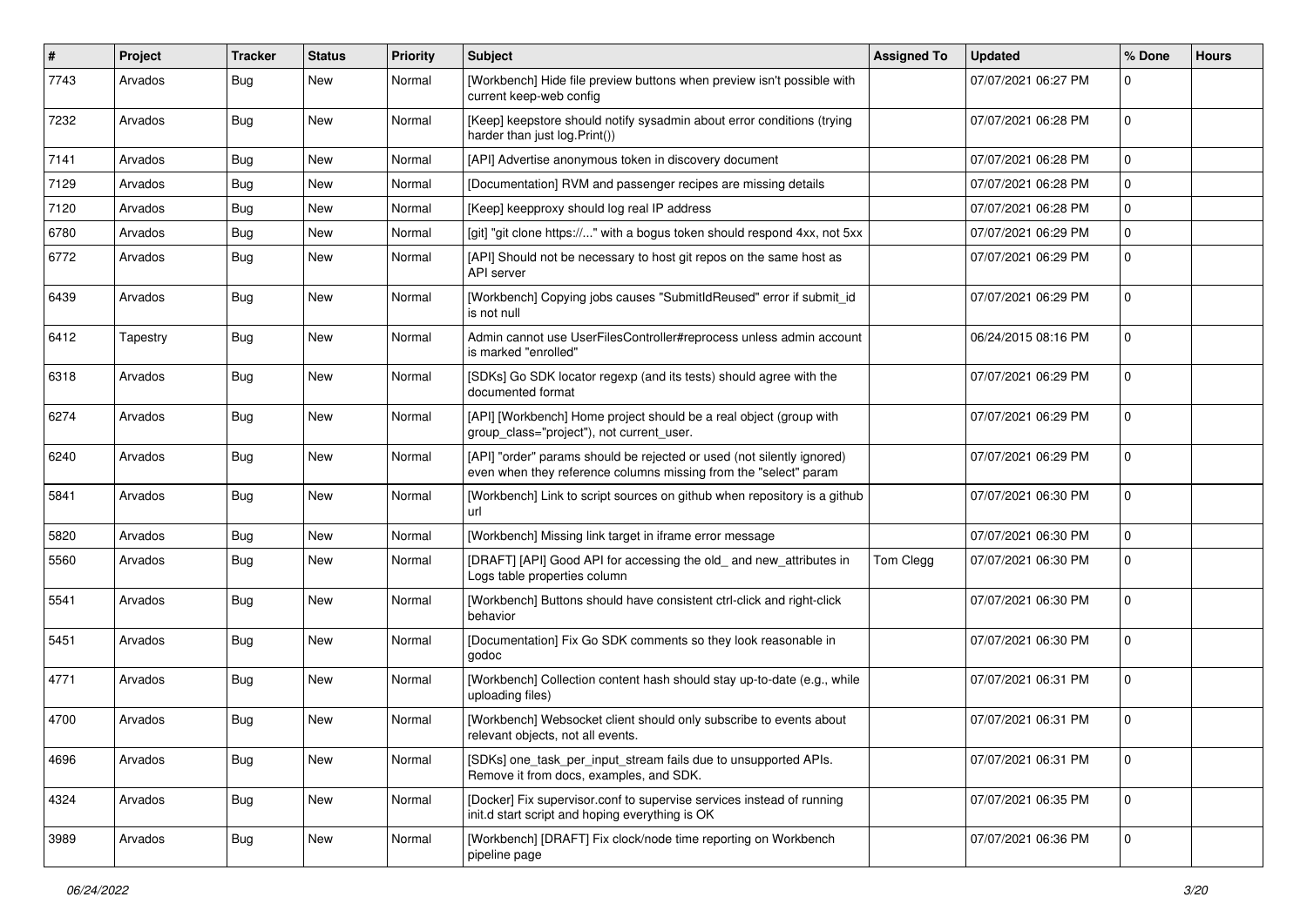| # | Project | Tracker | Status | Priority | Subject | Assigned To | Updated | % Done | Hours |
|---|---|---|---|---|---|---|---|---|---|
| 7743 | Arvados | Bug | New | Normal | [Workbench] Hide file preview buttons when preview isn't possible with current keep-web config | | 07/07/2021 06:27 PM | 0 | |
| 7232 | Arvados | Bug | New | Normal | [Keep] keepstore should notify sysadmin about error conditions (trying harder than just log.Print()) | | 07/07/2021 06:28 PM | 0 | |
| 7141 | Arvados | Bug | New | Normal | [API] Advertise anonymous token in discovery document | | 07/07/2021 06:28 PM | 0 | |
| 7129 | Arvados | Bug | New | Normal | [Documentation] RVM and passenger recipes are missing details | | 07/07/2021 06:28 PM | 0 | |
| 7120 | Arvados | Bug | New | Normal | [Keep] keepproxy should log real IP address | | 07/07/2021 06:28 PM | 0 | |
| 6780 | Arvados | Bug | New | Normal | [git] "git clone https://..." with a bogus token should respond 4xx, not 5xx | | 07/07/2021 06:29 PM | 0 | |
| 6772 | Arvados | Bug | New | Normal | [API] Should not be necessary to host git repos on the same host as API server | | 07/07/2021 06:29 PM | 0 | |
| 6439 | Arvados | Bug | New | Normal | [Workbench] Copying jobs causes "SubmitIdReused" error if submit_id is not null | | 07/07/2021 06:29 PM | 0 | |
| 6412 | Tapestry | Bug | New | Normal | Admin cannot use UserFilesController#reprocess unless admin account is marked "enrolled" | | 06/24/2015 08:16 PM | 0 | |
| 6318 | Arvados | Bug | New | Normal | [SDKs] Go SDK locator regexp (and its tests) should agree with the documented format | | 07/07/2021 06:29 PM | 0 | |
| 6274 | Arvados | Bug | New | Normal | [API] [Workbench] Home project should be a real object (group with group_class="project"), not current_user. | | 07/07/2021 06:29 PM | 0 | |
| 6240 | Arvados | Bug | New | Normal | [API] "order" params should be rejected or used (not silently ignored) even when they reference columns missing from the "select" param | | 07/07/2021 06:29 PM | 0 | |
| 5841 | Arvados | Bug | New | Normal | [Workbench] Link to script sources on github when repository is a github url | | 07/07/2021 06:30 PM | 0 | |
| 5820 | Arvados | Bug | New | Normal | [Workbench] Missing link target in iframe error message | | 07/07/2021 06:30 PM | 0 | |
| 5560 | Arvados | Bug | New | Normal | [DRAFT] [API] Good API for accessing the old_ and new_attributes in Logs table properties column | Tom Clegg | 07/07/2021 06:30 PM | 0 | |
| 5541 | Arvados | Bug | New | Normal | [Workbench] Buttons should have consistent ctrl-click and right-click behavior | | 07/07/2021 06:30 PM | 0 | |
| 5451 | Arvados | Bug | New | Normal | [Documentation] Fix Go SDK comments so they look reasonable in godoc | | 07/07/2021 06:30 PM | 0 | |
| 4771 | Arvados | Bug | New | Normal | [Workbench] Collection content hash should stay up-to-date (e.g., while uploading files) | | 07/07/2021 06:31 PM | 0 | |
| 4700 | Arvados | Bug | New | Normal | [Workbench] Websocket client should only subscribe to events about relevant objects, not all events. | | 07/07/2021 06:31 PM | 0 | |
| 4696 | Arvados | Bug | New | Normal | [SDKs] one_task_per_input_stream fails due to unsupported APIs. Remove it from docs, examples, and SDK. | | 07/07/2021 06:31 PM | 0 | |
| 4324 | Arvados | Bug | New | Normal | [Docker] Fix supervisor.conf to supervise services instead of running init.d start script and hoping everything is OK | | 07/07/2021 06:35 PM | 0 | |
| 3989 | Arvados | Bug | New | Normal | [Workbench] [DRAFT] Fix clock/node time reporting on Workbench pipeline page | | 07/07/2021 06:36 PM | 0 | |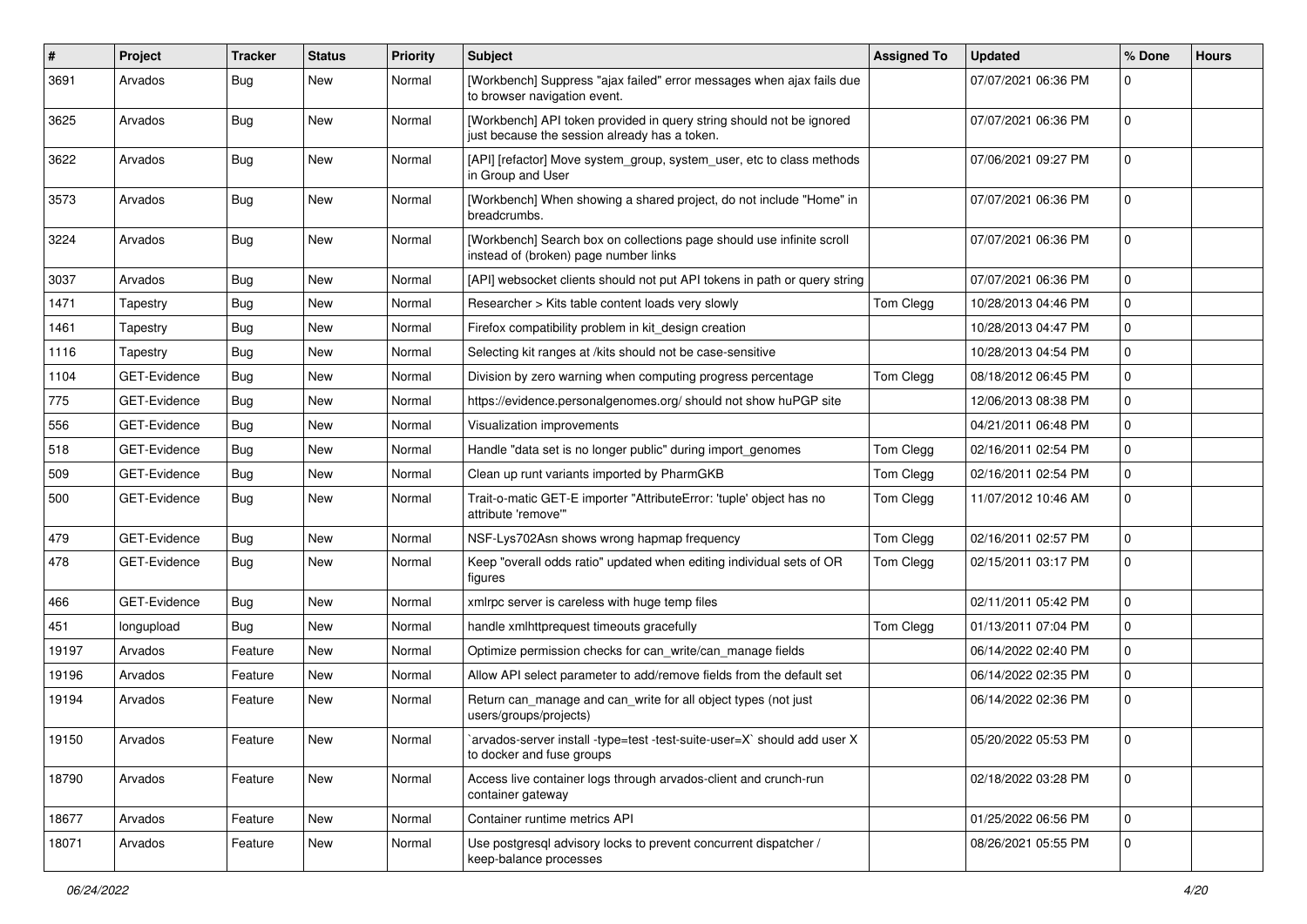| # | Project | Tracker | Status | Priority | Subject | Assigned To | Updated | % Done | Hours |
|---|---|---|---|---|---|---|---|---|---|
| 3691 | Arvados | Bug | New | Normal | [Workbench] Suppress "ajax failed" error messages when ajax fails due to browser navigation event. | | 07/07/2021 06:36 PM | 0 | |
| 3625 | Arvados | Bug | New | Normal | [Workbench] API token provided in query string should not be ignored just because the session already has a token. | | 07/07/2021 06:36 PM | 0 | |
| 3622 | Arvados | Bug | New | Normal | [API] [refactor] Move system_group, system_user, etc to class methods in Group and User | | 07/06/2021 09:27 PM | 0 | |
| 3573 | Arvados | Bug | New | Normal | [Workbench] When showing a shared project, do not include "Home" in breadcrumbs. | | 07/07/2021 06:36 PM | 0 | |
| 3224 | Arvados | Bug | New | Normal | [Workbench] Search box on collections page should use infinite scroll instead of (broken) page number links | | 07/07/2021 06:36 PM | 0 | |
| 3037 | Arvados | Bug | New | Normal | [API] websocket clients should not put API tokens in path or query string | | 07/07/2021 06:36 PM | 0 | |
| 1471 | Tapestry | Bug | New | Normal | Researcher > Kits table content loads very slowly | Tom Clegg | 10/28/2013 04:46 PM | 0 | |
| 1461 | Tapestry | Bug | New | Normal | Firefox compatibility problem in kit_design creation | | 10/28/2013 04:47 PM | 0 | |
| 1116 | Tapestry | Bug | New | Normal | Selecting kit ranges at /kits should not be case-sensitive | | 10/28/2013 04:54 PM | 0 | |
| 1104 | GET-Evidence | Bug | New | Normal | Division by zero warning when computing progress percentage | Tom Clegg | 08/18/2012 06:45 PM | 0 | |
| 775 | GET-Evidence | Bug | New | Normal | https://evidence.personalgenomes.org/ should not show huPGP site | | 12/06/2013 08:38 PM | 0 | |
| 556 | GET-Evidence | Bug | New | Normal | Visualization improvements | | 04/21/2011 06:48 PM | 0 | |
| 518 | GET-Evidence | Bug | New | Normal | Handle "data set is no longer public" during import_genomes | Tom Clegg | 02/16/2011 02:54 PM | 0 | |
| 509 | GET-Evidence | Bug | New | Normal | Clean up runt variants imported by PharmGKB | Tom Clegg | 02/16/2011 02:54 PM | 0 | |
| 500 | GET-Evidence | Bug | New | Normal | Trait-o-matic GET-E importer "AttributeError: 'tuple' object has no attribute 'remove'" | Tom Clegg | 11/07/2012 10:46 AM | 0 | |
| 479 | GET-Evidence | Bug | New | Normal | NSF-Lys702Asn shows wrong hapmap frequency | Tom Clegg | 02/16/2011 02:57 PM | 0 | |
| 478 | GET-Evidence | Bug | New | Normal | Keep "overall odds ratio" updated when editing individual sets of OR figures | Tom Clegg | 02/15/2011 03:17 PM | 0 | |
| 466 | GET-Evidence | Bug | New | Normal | xmlrpc server is careless with huge temp files | | 02/11/2011 05:42 PM | 0 | |
| 451 | longupload | Bug | New | Normal | handle xmlhttprequest timeouts gracefully | Tom Clegg | 01/13/2011 07:04 PM | 0 | |
| 19197 | Arvados | Feature | New | Normal | Optimize permission checks for can_write/can_manage fields | | 06/14/2022 02:40 PM | 0 | |
| 19196 | Arvados | Feature | New | Normal | Allow API select parameter to add/remove fields from the default set | | 06/14/2022 02:35 PM | 0 | |
| 19194 | Arvados | Feature | New | Normal | Return can_manage and can_write for all object types (not just users/groups/projects) | | 06/14/2022 02:36 PM | 0 | |
| 19150 | Arvados | Feature | New | Normal | `arvados-server install -type=test -test-suite-user=X` should add user X to docker and fuse groups | | 05/20/2022 05:53 PM | 0 | |
| 18790 | Arvados | Feature | New | Normal | Access live container logs through arvados-client and crunch-run container gateway | | 02/18/2022 03:28 PM | 0 | |
| 18677 | Arvados | Feature | New | Normal | Container runtime metrics API | | 01/25/2022 06:56 PM | 0 | |
| 18071 | Arvados | Feature | New | Normal | Use postgresql advisory locks to prevent concurrent dispatcher / keep-balance processes | | 08/26/2021 05:55 PM | 0 | |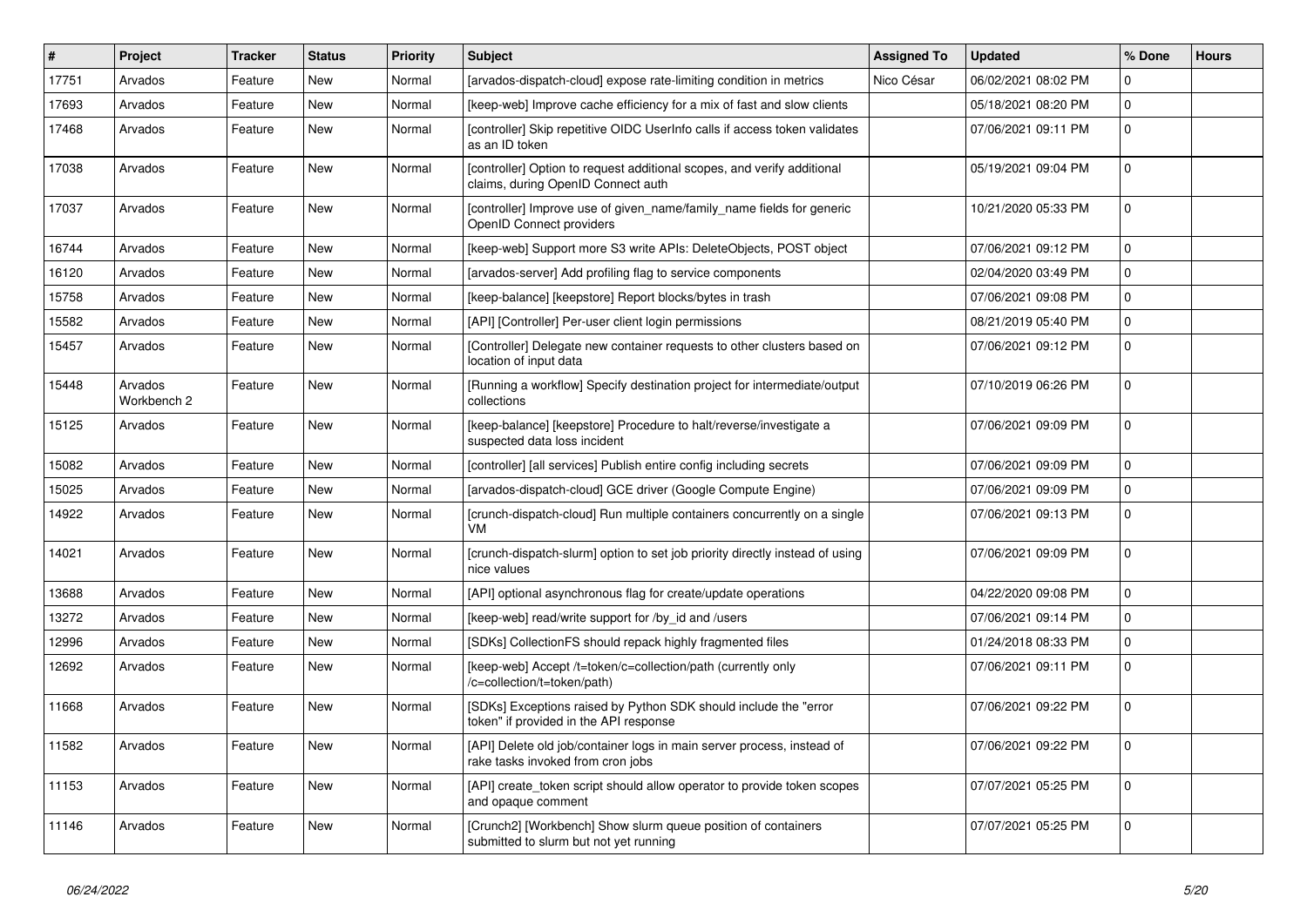| # | Project | Tracker | Status | Priority | Subject | Assigned To | Updated | % Done | Hours |
|---|---|---|---|---|---|---|---|---|---|
| 17751 | Arvados | Feature | New | Normal | [arvados-dispatch-cloud] expose rate-limiting condition in metrics | Nico César | 06/02/2021 08:02 PM | 0 | |
| 17693 | Arvados | Feature | New | Normal | [keep-web] Improve cache efficiency for a mix of fast and slow clients | | 05/18/2021 08:20 PM | 0 | |
| 17468 | Arvados | Feature | New | Normal | [controller] Skip repetitive OIDC UserInfo calls if access token validates as an ID token | | 07/06/2021 09:11 PM | 0 | |
| 17038 | Arvados | Feature | New | Normal | [controller] Option to request additional scopes, and verify additional claims, during OpenID Connect auth | | 05/19/2021 09:04 PM | 0 | |
| 17037 | Arvados | Feature | New | Normal | [controller] Improve use of given_name/family_name fields for generic OpenID Connect providers | | 10/21/2020 05:33 PM | 0 | |
| 16744 | Arvados | Feature | New | Normal | [keep-web] Support more S3 write APIs: DeleteObjects, POST object | | 07/06/2021 09:12 PM | 0 | |
| 16120 | Arvados | Feature | New | Normal | [arvados-server] Add profiling flag to service components | | 02/04/2020 03:49 PM | 0 | |
| 15758 | Arvados | Feature | New | Normal | [keep-balance] [keepstore] Report blocks/bytes in trash | | 07/06/2021 09:08 PM | 0 | |
| 15582 | Arvados | Feature | New | Normal | [API] [Controller] Per-user client login permissions | | 08/21/2019 05:40 PM | 0 | |
| 15457 | Arvados | Feature | New | Normal | [Controller] Delegate new container requests to other clusters based on location of input data | | 07/06/2021 09:12 PM | 0 | |
| 15448 | Arvados Workbench 2 | Feature | New | Normal | [Running a workflow] Specify destination project for intermediate/output collections | | 07/10/2019 06:26 PM | 0 | |
| 15125 | Arvados | Feature | New | Normal | [keep-balance] [keepstore] Procedure to halt/reverse/investigate a suspected data loss incident | | 07/06/2021 09:09 PM | 0 | |
| 15082 | Arvados | Feature | New | Normal | [controller] [all services] Publish entire config including secrets | | 07/06/2021 09:09 PM | 0 | |
| 15025 | Arvados | Feature | New | Normal | [arvados-dispatch-cloud] GCE driver (Google Compute Engine) | | 07/06/2021 09:09 PM | 0 | |
| 14922 | Arvados | Feature | New | Normal | [crunch-dispatch-cloud] Run multiple containers concurrently on a single VM | | 07/06/2021 09:13 PM | 0 | |
| 14021 | Arvados | Feature | New | Normal | [crunch-dispatch-slurm] option to set job priority directly instead of using nice values | | 07/06/2021 09:09 PM | 0 | |
| 13688 | Arvados | Feature | New | Normal | [API] optional asynchronous flag for create/update operations | | 04/22/2020 09:08 PM | 0 | |
| 13272 | Arvados | Feature | New | Normal | [keep-web] read/write support for /by_id and /users | | 07/06/2021 09:14 PM | 0 | |
| 12996 | Arvados | Feature | New | Normal | [SDKs] CollectionFS should repack highly fragmented files | | 01/24/2018 08:33 PM | 0 | |
| 12692 | Arvados | Feature | New | Normal | [keep-web] Accept /t=token/c=collection/path (currently only /c=collection/t=token/path) | | 07/06/2021 09:11 PM | 0 | |
| 11668 | Arvados | Feature | New | Normal | [SDKs] Exceptions raised by Python SDK should include the "error token" if provided in the API response | | 07/06/2021 09:22 PM | 0 | |
| 11582 | Arvados | Feature | New | Normal | [API] Delete old job/container logs in main server process, instead of rake tasks invoked from cron jobs | | 07/06/2021 09:22 PM | 0 | |
| 11153 | Arvados | Feature | New | Normal | [API] create_token script should allow operator to provide token scopes and opaque comment | | 07/07/2021 05:25 PM | 0 | |
| 11146 | Arvados | Feature | New | Normal | [Crunch2] [Workbench] Show slurm queue position of containers submitted to slurm but not yet running | | 07/07/2021 05:25 PM | 0 | |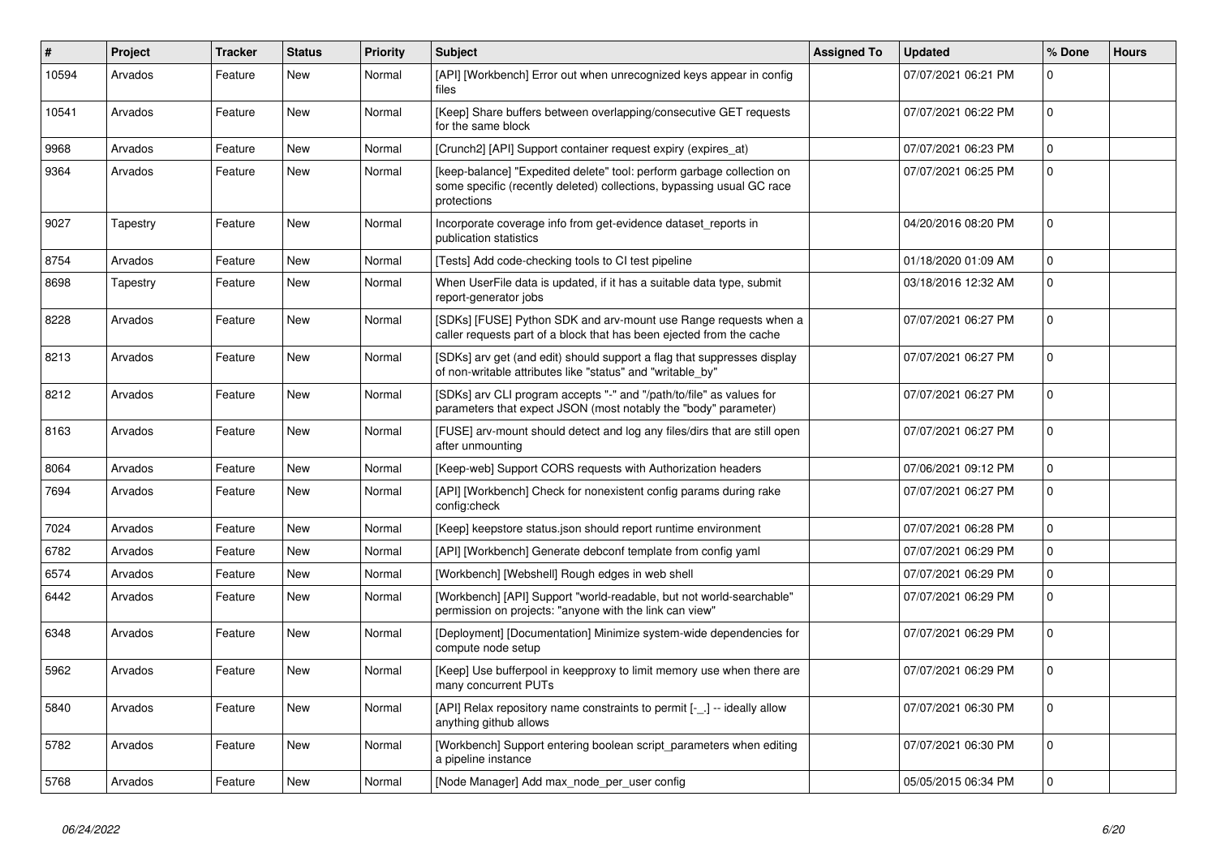| # | Project | Tracker | Status | Priority | Subject | Assigned To | Updated | % Done | Hours |
|---|---|---|---|---|---|---|---|---|---|
| 10594 | Arvados | Feature | New | Normal | [API] [Workbench] Error out when unrecognized keys appear in config files | | 07/07/2021 06:21 PM | 0 | |
| 10541 | Arvados | Feature | New | Normal | [Keep] Share buffers between overlapping/consecutive GET requests for the same block | | 07/07/2021 06:22 PM | 0 | |
| 9968 | Arvados | Feature | New | Normal | [Crunch2] [API] Support container request expiry (expires_at) | | 07/07/2021 06:23 PM | 0 | |
| 9364 | Arvados | Feature | New | Normal | [keep-balance] "Expedited delete" tool: perform garbage collection on some specific (recently deleted) collections, bypassing usual GC race protections | | 07/07/2021 06:25 PM | 0 | |
| 9027 | Tapestry | Feature | New | Normal | Incorporate coverage info from get-evidence dataset_reports in publication statistics | | 04/20/2016 08:20 PM | 0 | |
| 8754 | Arvados | Feature | New | Normal | [Tests] Add code-checking tools to CI test pipeline | | 01/18/2020 01:09 AM | 0 | |
| 8698 | Tapestry | Feature | New | Normal | When UserFile data is updated, if it has a suitable data type, submit report-generator jobs | | 03/18/2016 12:32 AM | 0 | |
| 8228 | Arvados | Feature | New | Normal | [SDKs] [FUSE] Python SDK and arv-mount use Range requests when a caller requests part of a block that has been ejected from the cache | | 07/07/2021 06:27 PM | 0 | |
| 8213 | Arvados | Feature | New | Normal | [SDKs] arv get (and edit) should support a flag that suppresses display of non-writable attributes like "status" and "writable_by" | | 07/07/2021 06:27 PM | 0 | |
| 8212 | Arvados | Feature | New | Normal | [SDKs] arv CLI program accepts "-" and "/path/to/file" as values for parameters that expect JSON (most notably the "body" parameter) | | 07/07/2021 06:27 PM | 0 | |
| 8163 | Arvados | Feature | New | Normal | [FUSE] arv-mount should detect and log any files/dirs that are still open after unmounting | | 07/07/2021 06:27 PM | 0 | |
| 8064 | Arvados | Feature | New | Normal | [Keep-web] Support CORS requests with Authorization headers | | 07/06/2021 09:12 PM | 0 | |
| 7694 | Arvados | Feature | New | Normal | [API] [Workbench] Check for nonexistent config params during rake config:check | | 07/07/2021 06:27 PM | 0 | |
| 7024 | Arvados | Feature | New | Normal | [Keep] keepstore status.json should report runtime environment | | 07/07/2021 06:28 PM | 0 | |
| 6782 | Arvados | Feature | New | Normal | [API] [Workbench] Generate debconf template from config yaml | | 07/07/2021 06:29 PM | 0 | |
| 6574 | Arvados | Feature | New | Normal | [Workbench] [Webshell] Rough edges in web shell | | 07/07/2021 06:29 PM | 0 | |
| 6442 | Arvados | Feature | New | Normal | [Workbench] [API] Support "world-readable, but not world-searchable" permission on projects: "anyone with the link can view" | | 07/07/2021 06:29 PM | 0 | |
| 6348 | Arvados | Feature | New | Normal | [Deployment] [Documentation] Minimize system-wide dependencies for compute node setup | | 07/07/2021 06:29 PM | 0 | |
| 5962 | Arvados | Feature | New | Normal | [Keep] Use bufferpool in keepproxy to limit memory use when there are many concurrent PUTs | | 07/07/2021 06:29 PM | 0 | |
| 5840 | Arvados | Feature | New | Normal | [API] Relax repository name constraints to permit [-_.] -- ideally allow anything github allows | | 07/07/2021 06:30 PM | 0 | |
| 5782 | Arvados | Feature | New | Normal | [Workbench] Support entering boolean script_parameters when editing a pipeline instance | | 07/07/2021 06:30 PM | 0 | |
| 5768 | Arvados | Feature | New | Normal | [Node Manager] Add max_node_per_user config | | 05/05/2015 06:34 PM | 0 | |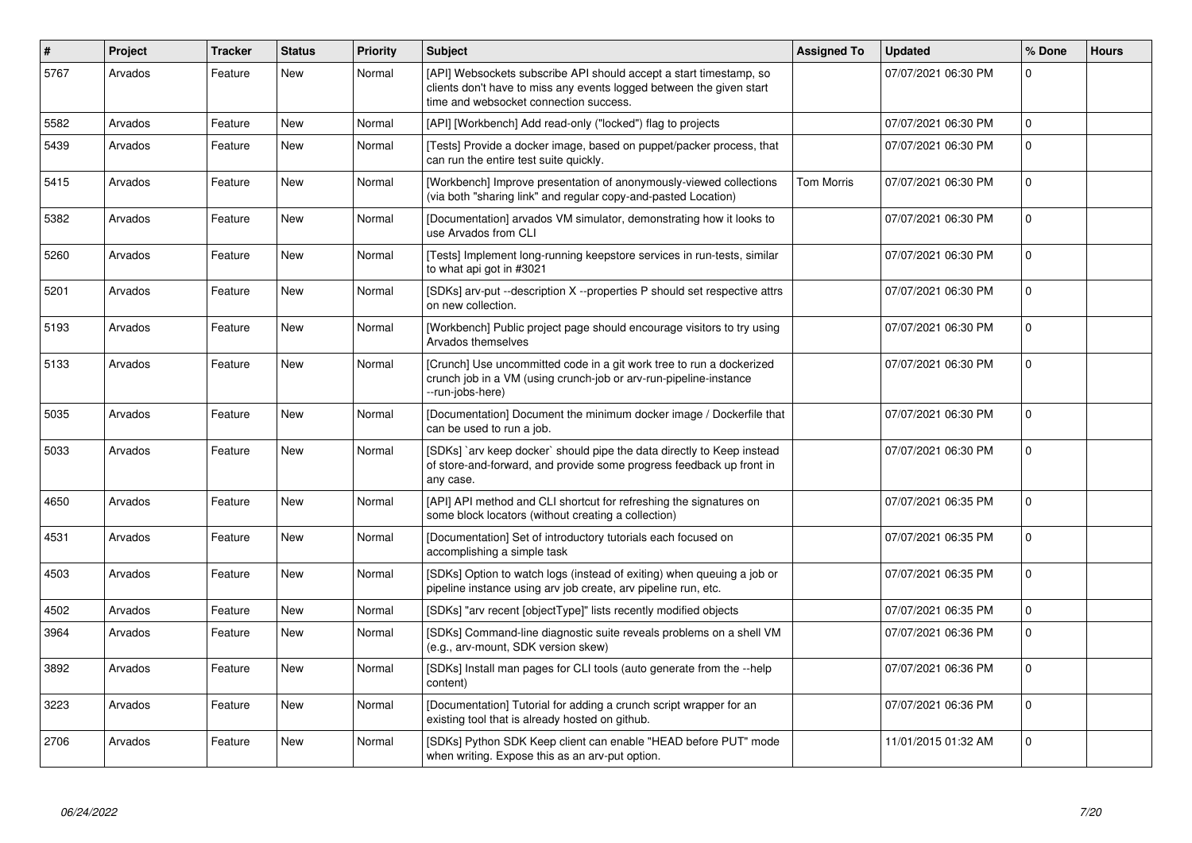| # | Project | Tracker | Status | Priority | Subject | Assigned To | Updated | % Done | Hours |
|---|---|---|---|---|---|---|---|---|---|
| 5767 | Arvados | Feature | New | Normal | [API] Websockets subscribe API should accept a start timestamp, so clients don't have to miss any events logged between the given start time and websocket connection success. | | 07/07/2021 06:30 PM | 0 | |
| 5582 | Arvados | Feature | New | Normal | [API] [Workbench] Add read-only ("locked") flag to projects | | 07/07/2021 06:30 PM | 0 | |
| 5439 | Arvados | Feature | New | Normal | [Tests] Provide a docker image, based on puppet/packer process, that can run the entire test suite quickly. | | 07/07/2021 06:30 PM | 0 | |
| 5415 | Arvados | Feature | New | Normal | [Workbench] Improve presentation of anonymously-viewed collections (via both "sharing link" and regular copy-and-pasted Location) | Tom Morris | 07/07/2021 06:30 PM | 0 | |
| 5382 | Arvados | Feature | New | Normal | [Documentation] arvados VM simulator, demonstrating how it looks to use Arvados from CLI | | 07/07/2021 06:30 PM | 0 | |
| 5260 | Arvados | Feature | New | Normal | [Tests] Implement long-running keepstore services in run-tests, similar to what api got in #3021 | | 07/07/2021 06:30 PM | 0 | |
| 5201 | Arvados | Feature | New | Normal | [SDKs] arv-put --description X --properties P should set respective attrs on new collection. | | 07/07/2021 06:30 PM | 0 | |
| 5193 | Arvados | Feature | New | Normal | [Workbench] Public project page should encourage visitors to try using Arvados themselves | | 07/07/2021 06:30 PM | 0 | |
| 5133 | Arvados | Feature | New | Normal | [Crunch] Use uncommitted code in a git work tree to run a dockerized crunch job in a VM (using crunch-job or arv-run-pipeline-instance --run-jobs-here) | | 07/07/2021 06:30 PM | 0 | |
| 5035 | Arvados | Feature | New | Normal | [Documentation] Document the minimum docker image / Dockerfile that can be used to run a job. | | 07/07/2021 06:30 PM | 0 | |
| 5033 | Arvados | Feature | New | Normal | [SDKs] `arv keep docker` should pipe the data directly to Keep instead of store-and-forward, and provide some progress feedback up front in any case. | | 07/07/2021 06:30 PM | 0 | |
| 4650 | Arvados | Feature | New | Normal | [API] API method and CLI shortcut for refreshing the signatures on some block locators (without creating a collection) | | 07/07/2021 06:35 PM | 0 | |
| 4531 | Arvados | Feature | New | Normal | [Documentation] Set of introductory tutorials each focused on accomplishing a simple task | | 07/07/2021 06:35 PM | 0 | |
| 4503 | Arvados | Feature | New | Normal | [SDKs] Option to watch logs (instead of exiting) when queuing a job or pipeline instance using arv job create, arv pipeline run, etc. | | 07/07/2021 06:35 PM | 0 | |
| 4502 | Arvados | Feature | New | Normal | [SDKs] "arv recent [objectType]" lists recently modified objects | | 07/07/2021 06:35 PM | 0 | |
| 3964 | Arvados | Feature | New | Normal | [SDKs] Command-line diagnostic suite reveals problems on a shell VM (e.g., arv-mount, SDK version skew) | | 07/07/2021 06:36 PM | 0 | |
| 3892 | Arvados | Feature | New | Normal | [SDKs] Install man pages for CLI tools (auto generate from the --help content) | | 07/07/2021 06:36 PM | 0 | |
| 3223 | Arvados | Feature | New | Normal | [Documentation] Tutorial for adding a crunch script wrapper for an existing tool that is already hosted on github. | | 07/07/2021 06:36 PM | 0 | |
| 2706 | Arvados | Feature | New | Normal | [SDKs] Python SDK Keep client can enable "HEAD before PUT" mode when writing. Expose this as an arv-put option. | | 11/01/2015 01:32 AM | 0 | |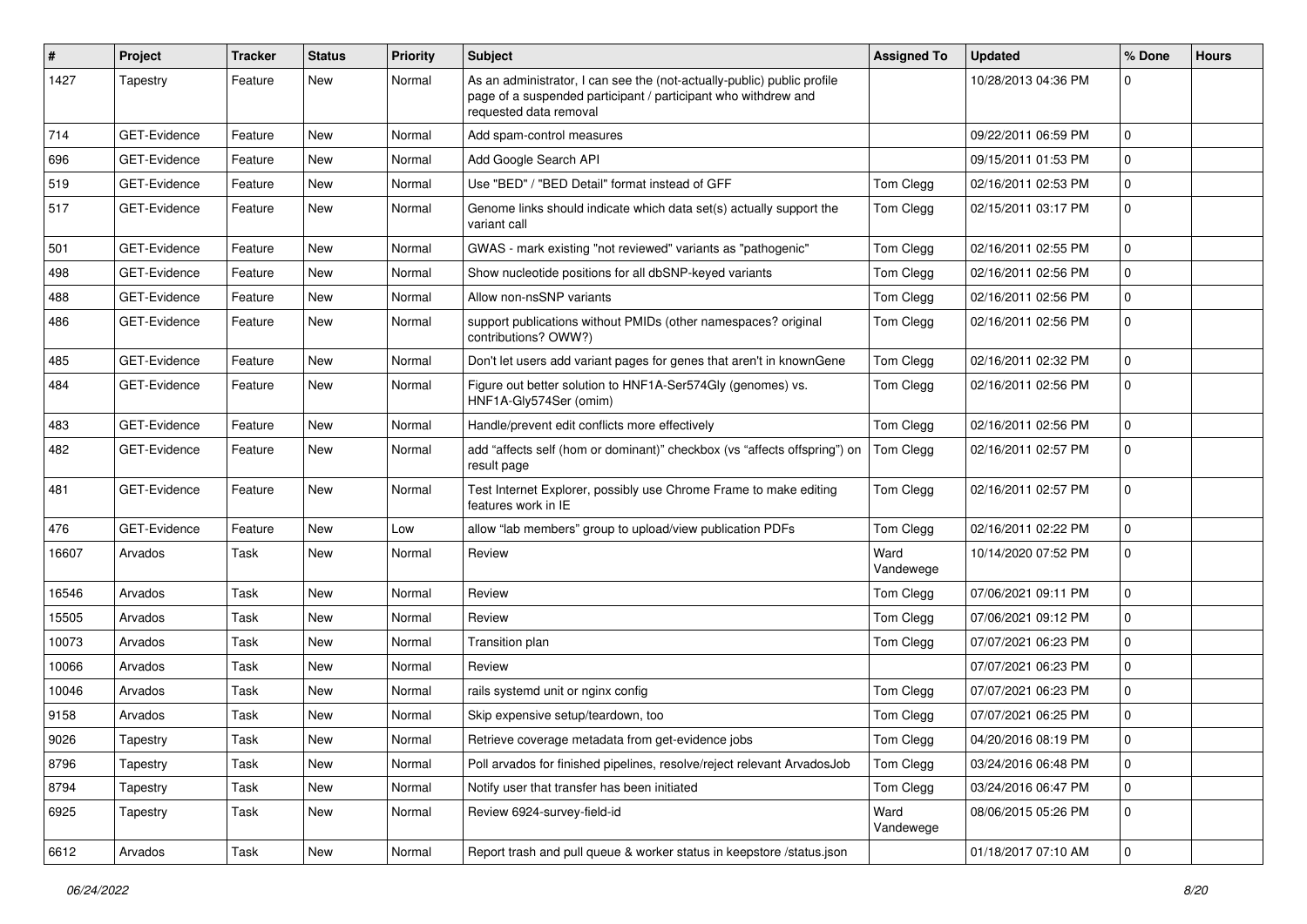| # | Project | Tracker | Status | Priority | Subject | Assigned To | Updated | % Done | Hours |
|---|---|---|---|---|---|---|---|---|---|
| 1427 | Tapestry | Feature | New | Normal | As an administrator, I can see the (not-actually-public) public profile page of a suspended participant / participant who withdrew and requested data removal | | 10/28/2013 04:36 PM | 0 | |
| 714 | GET-Evidence | Feature | New | Normal | Add spam-control measures | | 09/22/2011 06:59 PM | 0 | |
| 696 | GET-Evidence | Feature | New | Normal | Add Google Search API | | 09/15/2011 01:53 PM | 0 | |
| 519 | GET-Evidence | Feature | New | Normal | Use "BED" / "BED Detail" format instead of GFF | Tom Clegg | 02/16/2011 02:53 PM | 0 | |
| 517 | GET-Evidence | Feature | New | Normal | Genome links should indicate which data set(s) actually support the variant call | Tom Clegg | 02/15/2011 03:17 PM | 0 | |
| 501 | GET-Evidence | Feature | New | Normal | GWAS - mark existing "not reviewed" variants as "pathogenic" | Tom Clegg | 02/16/2011 02:55 PM | 0 | |
| 498 | GET-Evidence | Feature | New | Normal | Show nucleotide positions for all dbSNP-keyed variants | Tom Clegg | 02/16/2011 02:56 PM | 0 | |
| 488 | GET-Evidence | Feature | New | Normal | Allow non-nsSNP variants | Tom Clegg | 02/16/2011 02:56 PM | 0 | |
| 486 | GET-Evidence | Feature | New | Normal | support publications without PMIDs (other namespaces? original contributions? OWW?) | Tom Clegg | 02/16/2011 02:56 PM | 0 | |
| 485 | GET-Evidence | Feature | New | Normal | Don't let users add variant pages for genes that aren't in knownGene | Tom Clegg | 02/16/2011 02:32 PM | 0 | |
| 484 | GET-Evidence | Feature | New | Normal | Figure out better solution to HNF1A-Ser574Gly (genomes) vs. HNF1A-Gly574Ser (omim) | Tom Clegg | 02/16/2011 02:56 PM | 0 | |
| 483 | GET-Evidence | Feature | New | Normal | Handle/prevent edit conflicts more effectively | Tom Clegg | 02/16/2011 02:56 PM | 0 | |
| 482 | GET-Evidence | Feature | New | Normal | add “affects self (hom or dominant)” checkbox (vs “affects offspring”) on result page | Tom Clegg | 02/16/2011 02:57 PM | 0 | |
| 481 | GET-Evidence | Feature | New | Normal | Test Internet Explorer, possibly use Chrome Frame to make editing features work in IE | Tom Clegg | 02/16/2011 02:57 PM | 0 | |
| 476 | GET-Evidence | Feature | New | Low | allow “lab members” group to upload/view publication PDFs | Tom Clegg | 02/16/2011 02:22 PM | 0 | |
| 16607 | Arvados | Task | New | Normal | Review | Ward Vandewege | 10/14/2020 07:52 PM | 0 | |
| 16546 | Arvados | Task | New | Normal | Review | Tom Clegg | 07/06/2021 09:11 PM | 0 | |
| 15505 | Arvados | Task | New | Normal | Review | Tom Clegg | 07/06/2021 09:12 PM | 0 | |
| 10073 | Arvados | Task | New | Normal | Transition plan | Tom Clegg | 07/07/2021 06:23 PM | 0 | |
| 10066 | Arvados | Task | New | Normal | Review | | 07/07/2021 06:23 PM | 0 | |
| 10046 | Arvados | Task | New | Normal | rails systemd unit or nginx config | Tom Clegg | 07/07/2021 06:23 PM | 0 | |
| 9158 | Arvados | Task | New | Normal | Skip expensive setup/teardown, too | Tom Clegg | 07/07/2021 06:25 PM | 0 | |
| 9026 | Tapestry | Task | New | Normal | Retrieve coverage metadata from get-evidence jobs | Tom Clegg | 04/20/2016 08:19 PM | 0 | |
| 8796 | Tapestry | Task | New | Normal | Poll arvados for finished pipelines, resolve/reject relevant ArvadosJob | Tom Clegg | 03/24/2016 06:48 PM | 0 | |
| 8794 | Tapestry | Task | New | Normal | Notify user that transfer has been initiated | Tom Clegg | 03/24/2016 06:47 PM | 0 | |
| 6925 | Tapestry | Task | New | Normal | Review 6924-survey-field-id | Ward Vandewege | 08/06/2015 05:26 PM | 0 | |
| 6612 | Arvados | Task | New | Normal | Report trash and pull queue & worker status in keepstore /status.json | | 01/18/2017 07:10 AM | 0 | |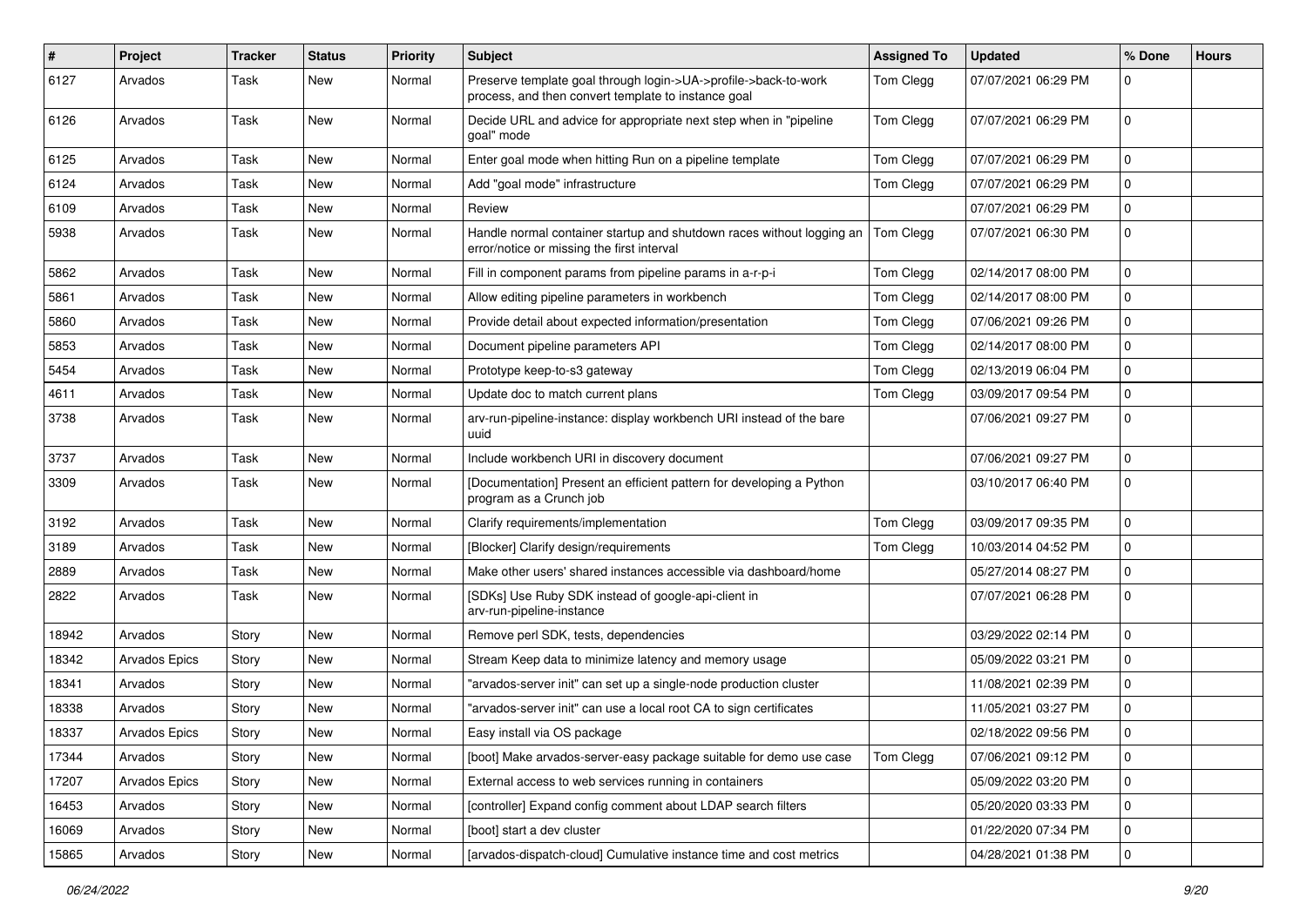| # | Project | Tracker | Status | Priority | Subject | Assigned To | Updated | % Done | Hours |
|---|---|---|---|---|---|---|---|---|---|
| 6127 | Arvados | Task | New | Normal | Preserve template goal through login->UA->profile->back-to-work process, and then convert template to instance goal | Tom Clegg | 07/07/2021 06:29 PM | 0 | |
| 6126 | Arvados | Task | New | Normal | Decide URL and advice for appropriate next step when in "pipeline goal" mode | Tom Clegg | 07/07/2021 06:29 PM | 0 | |
| 6125 | Arvados | Task | New | Normal | Enter goal mode when hitting Run on a pipeline template | Tom Clegg | 07/07/2021 06:29 PM | 0 | |
| 6124 | Arvados | Task | New | Normal | Add "goal mode" infrastructure | Tom Clegg | 07/07/2021 06:29 PM | 0 | |
| 6109 | Arvados | Task | New | Normal | Review | | 07/07/2021 06:29 PM | 0 | |
| 5938 | Arvados | Task | New | Normal | Handle normal container startup and shutdown races without logging an error/notice or missing the first interval | Tom Clegg | 07/07/2021 06:30 PM | 0 | |
| 5862 | Arvados | Task | New | Normal | Fill in component params from pipeline params in a-r-p-i | Tom Clegg | 02/14/2017 08:00 PM | 0 | |
| 5861 | Arvados | Task | New | Normal | Allow editing pipeline parameters in workbench | Tom Clegg | 02/14/2017 08:00 PM | 0 | |
| 5860 | Arvados | Task | New | Normal | Provide detail about expected information/presentation | Tom Clegg | 07/06/2021 09:26 PM | 0 | |
| 5853 | Arvados | Task | New | Normal | Document pipeline parameters API | Tom Clegg | 02/14/2017 08:00 PM | 0 | |
| 5454 | Arvados | Task | New | Normal | Prototype keep-to-s3 gateway | Tom Clegg | 02/13/2019 06:04 PM | 0 | |
| 4611 | Arvados | Task | New | Normal | Update doc to match current plans | Tom Clegg | 03/09/2017 09:54 PM | 0 | |
| 3738 | Arvados | Task | New | Normal | arv-run-pipeline-instance: display workbench URI instead of the bare uuid | | 07/06/2021 09:27 PM | 0 | |
| 3737 | Arvados | Task | New | Normal | Include workbench URI in discovery document | | 07/06/2021 09:27 PM | 0 | |
| 3309 | Arvados | Task | New | Normal | [Documentation] Present an efficient pattern for developing a Python program as a Crunch job | | 03/10/2017 06:40 PM | 0 | |
| 3192 | Arvados | Task | New | Normal | Clarify requirements/implementation | Tom Clegg | 03/09/2017 09:35 PM | 0 | |
| 3189 | Arvados | Task | New | Normal | [Blocker] Clarify design/requirements | Tom Clegg | 10/03/2014 04:52 PM | 0 | |
| 2889 | Arvados | Task | New | Normal | Make other users' shared instances accessible via dashboard/home | | 05/27/2014 08:27 PM | 0 | |
| 2822 | Arvados | Task | New | Normal | [SDKs] Use Ruby SDK instead of google-api-client in arv-run-pipeline-instance | | 07/07/2021 06:28 PM | 0 | |
| 18942 | Arvados | Story | New | Normal | Remove perl SDK, tests, dependencies | | 03/29/2022 02:14 PM | 0 | |
| 18342 | Arvados Epics | Story | New | Normal | Stream Keep data to minimize latency and memory usage | | 05/09/2022 03:21 PM | 0 | |
| 18341 | Arvados | Story | New | Normal | "arvados-server init" can set up a single-node production cluster | | 11/08/2021 02:39 PM | 0 | |
| 18338 | Arvados | Story | New | Normal | "arvados-server init" can use a local root CA to sign certificates | | 11/05/2021 03:27 PM | 0 | |
| 18337 | Arvados Epics | Story | New | Normal | Easy install via OS package | | 02/18/2022 09:56 PM | 0 | |
| 17344 | Arvados | Story | New | Normal | [boot] Make arvados-server-easy package suitable for demo use case | Tom Clegg | 07/06/2021 09:12 PM | 0 | |
| 17207 | Arvados Epics | Story | New | Normal | External access to web services running in containers | | 05/09/2022 03:20 PM | 0 | |
| 16453 | Arvados | Story | New | Normal | [controller] Expand config comment about LDAP search filters | | 05/20/2020 03:33 PM | 0 | |
| 16069 | Arvados | Story | New | Normal | [boot] start a dev cluster | | 01/22/2020 07:34 PM | 0 | |
| 15865 | Arvados | Story | New | Normal | [arvados-dispatch-cloud] Cumulative instance time and cost metrics | | 04/28/2021 01:38 PM | 0 | |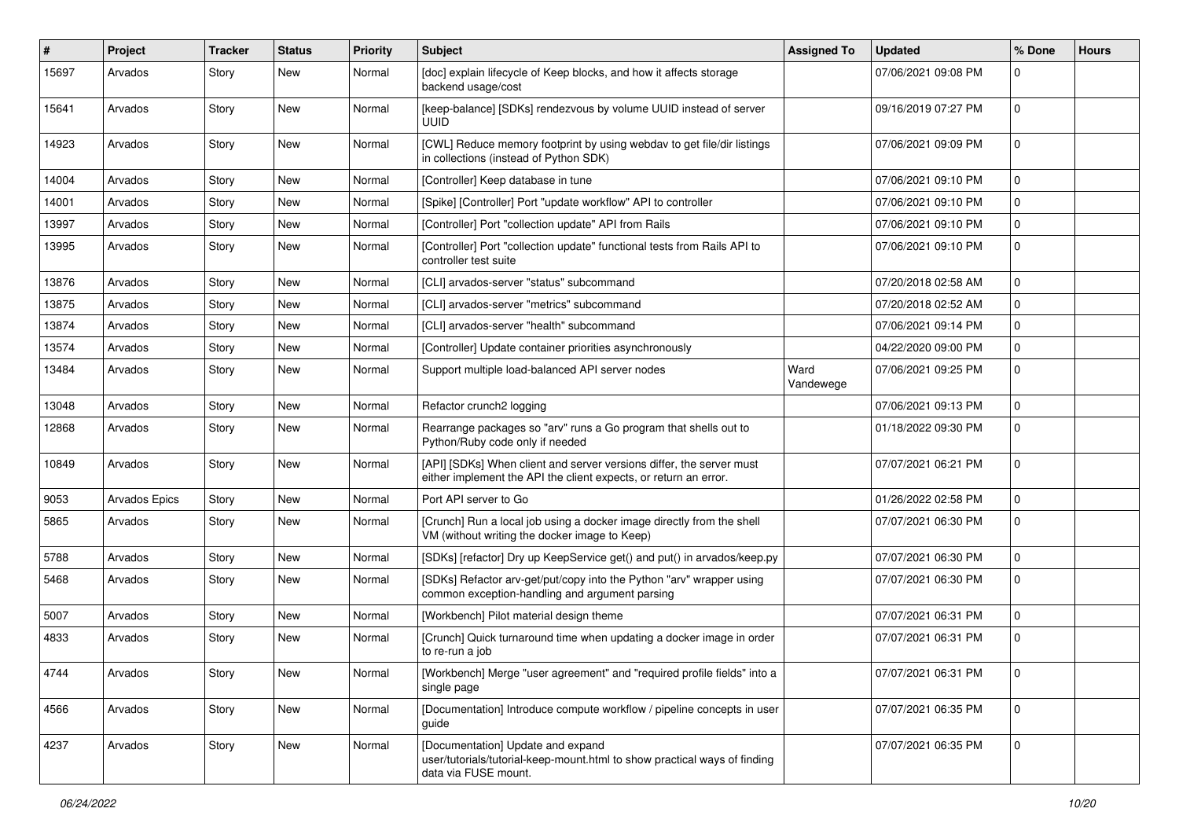| # | Project | Tracker | Status | Priority | Subject | Assigned To | Updated | % Done | Hours |
|---|---|---|---|---|---|---|---|---|---|
| 15697 | Arvados | Story | New | Normal | [doc] explain lifecycle of Keep blocks, and how it affects storage backend usage/cost | | 07/06/2021 09:08 PM | 0 | |
| 15641 | Arvados | Story | New | Normal | [keep-balance] [SDKs] rendezvous by volume UUID instead of server UUID | | 09/16/2019 07:27 PM | 0 | |
| 14923 | Arvados | Story | New | Normal | [CWL] Reduce memory footprint by using webdav to get file/dir listings in collections (instead of Python SDK) | | 07/06/2021 09:09 PM | 0 | |
| 14004 | Arvados | Story | New | Normal | [Controller] Keep database in tune | | 07/06/2021 09:10 PM | 0 | |
| 14001 | Arvados | Story | New | Normal | [Spike] [Controller] Port "update workflow" API to controller | | 07/06/2021 09:10 PM | 0 | |
| 13997 | Arvados | Story | New | Normal | [Controller] Port "collection update" API from Rails | | 07/06/2021 09:10 PM | 0 | |
| 13995 | Arvados | Story | New | Normal | [Controller] Port "collection update" functional tests from Rails API to controller test suite | | 07/06/2021 09:10 PM | 0 | |
| 13876 | Arvados | Story | New | Normal | [CLI] arvados-server "status" subcommand | | 07/20/2018 02:58 AM | 0 | |
| 13875 | Arvados | Story | New | Normal | [CLI] arvados-server "metrics" subcommand | | 07/20/2018 02:52 AM | 0 | |
| 13874 | Arvados | Story | New | Normal | [CLI] arvados-server "health" subcommand | | 07/06/2021 09:14 PM | 0 | |
| 13574 | Arvados | Story | New | Normal | [Controller] Update container priorities asynchronously | | 04/22/2020 09:00 PM | 0 | |
| 13484 | Arvados | Story | New | Normal | Support multiple load-balanced API server nodes | Ward Vandewege | 07/06/2021 09:25 PM | 0 | |
| 13048 | Arvados | Story | New | Normal | Refactor crunch2 logging | | 07/06/2021 09:13 PM | 0 | |
| 12868 | Arvados | Story | New | Normal | Rearrange packages so "arv" runs a Go program that shells out to Python/Ruby code only if needed | | 01/18/2022 09:30 PM | 0 | |
| 10849 | Arvados | Story | New | Normal | [API] [SDKs] When client and server versions differ, the server must either implement the API the client expects, or return an error. | | 07/07/2021 06:21 PM | 0 | |
| 9053 | Arvados Epics | Story | New | Normal | Port API server to Go | | 01/26/2022 02:58 PM | 0 | |
| 5865 | Arvados | Story | New | Normal | [Crunch] Run a local job using a docker image directly from the shell VM (without writing the docker image to Keep) | | 07/07/2021 06:30 PM | 0 | |
| 5788 | Arvados | Story | New | Normal | [SDKs] [refactor] Dry up KeepService get() and put() in arvados/keep.py | | 07/07/2021 06:30 PM | 0 | |
| 5468 | Arvados | Story | New | Normal | [SDKs] Refactor arv-get/put/copy into the Python "arv" wrapper using common exception-handling and argument parsing | | 07/07/2021 06:30 PM | 0 | |
| 5007 | Arvados | Story | New | Normal | [Workbench] Pilot material design theme | | 07/07/2021 06:31 PM | 0 | |
| 4833 | Arvados | Story | New | Normal | [Crunch] Quick turnaround time when updating a docker image in order to re-run a job | | 07/07/2021 06:31 PM | 0 | |
| 4744 | Arvados | Story | New | Normal | [Workbench] Merge "user agreement" and "required profile fields" into a single page | | 07/07/2021 06:31 PM | 0 | |
| 4566 | Arvados | Story | New | Normal | [Documentation] Introduce compute workflow / pipeline concepts in user guide | | 07/07/2021 06:35 PM | 0 | |
| 4237 | Arvados | Story | New | Normal | [Documentation] Update and expand user/tutorials/tutorial-keep-mount.html to show practical ways of finding data via FUSE mount. | | 07/07/2021 06:35 PM | 0 | |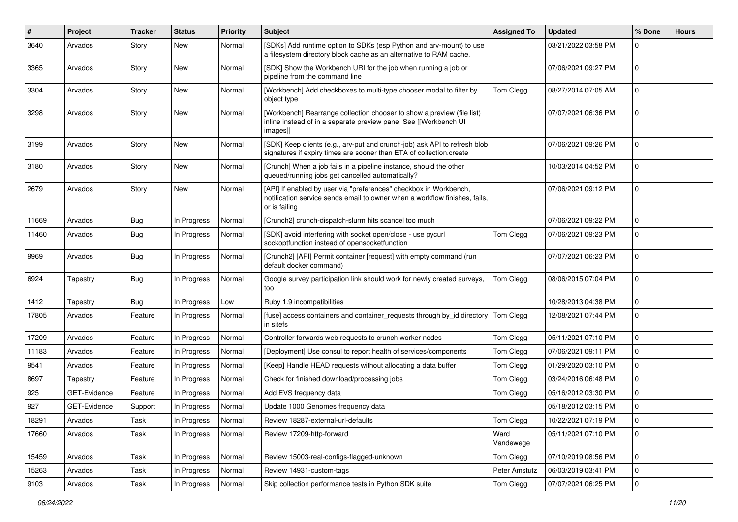| # | Project | Tracker | Status | Priority | Subject | Assigned To | Updated | % Done | Hours |
|---|---|---|---|---|---|---|---|---|---|
| 3640 | Arvados | Story | New | Normal | [SDKs] Add runtime option to SDKs (esp Python and arv-mount) to use a filesystem directory block cache as an alternative to RAM cache. | | 03/21/2022 03:58 PM | 0 | |
| 3365 | Arvados | Story | New | Normal | [SDK] Show the Workbench URI for the job when running a job or pipeline from the command line | | 07/06/2021 09:27 PM | 0 | |
| 3304 | Arvados | Story | New | Normal | [Workbench] Add checkboxes to multi-type chooser modal to filter by object type | Tom Clegg | 08/27/2014 07:05 AM | 0 | |
| 3298 | Arvados | Story | New | Normal | [Workbench] Rearrange collection chooser to show a preview (file list) inline instead of in a separate preview pane. See [[Workbench UI images]] | | 07/07/2021 06:36 PM | 0 | |
| 3199 | Arvados | Story | New | Normal | [SDK] Keep clients (e.g., arv-put and crunch-job) ask API to refresh blob signatures if expiry times are sooner than ETA of collection.create | | 07/06/2021 09:26 PM | 0 | |
| 3180 | Arvados | Story | New | Normal | [Crunch] When a job fails in a pipeline instance, should the other queued/running jobs get cancelled automatically? | | 10/03/2014 04:52 PM | 0 | |
| 2679 | Arvados | Story | New | Normal | [API] If enabled by user via "preferences" checkbox in Workbench, notification service sends email to owner when a workflow finishes, fails, or is failing | | 07/06/2021 09:12 PM | 0 | |
| 11669 | Arvados | Bug | In Progress | Normal | [Crunch2] crunch-dispatch-slurm hits scancel too much | | 07/06/2021 09:22 PM | 0 | |
| 11460 | Arvados | Bug | In Progress | Normal | [SDK] avoid interfering with socket open/close - use pycurl sockoptfunction instead of opensocketfunction | Tom Clegg | 07/06/2021 09:23 PM | 0 | |
| 9969 | Arvados | Bug | In Progress | Normal | [Crunch2] [API] Permit container [request] with empty command (run default docker command) | | 07/07/2021 06:23 PM | 0 | |
| 6924 | Tapestry | Bug | In Progress | Normal | Google survey participation link should work for newly created surveys, too | Tom Clegg | 08/06/2015 07:04 PM | 0 | |
| 1412 | Tapestry | Bug | In Progress | Low | Ruby 1.9 incompatibilities | | 10/28/2013 04:38 PM | 0 | |
| 17805 | Arvados | Feature | In Progress | Normal | [fuse] access containers and container_requests through by_id directory in sitefs | Tom Clegg | 12/08/2021 07:44 PM | 0 | |
| 17209 | Arvados | Feature | In Progress | Normal | Controller forwards web requests to crunch worker nodes | Tom Clegg | 05/11/2021 07:10 PM | 0 | |
| 11183 | Arvados | Feature | In Progress | Normal | [Deployment] Use consul to report health of services/components | Tom Clegg | 07/06/2021 09:11 PM | 0 | |
| 9541 | Arvados | Feature | In Progress | Normal | [Keep] Handle HEAD requests without allocating a data buffer | Tom Clegg | 01/29/2020 03:10 PM | 0 | |
| 8697 | Tapestry | Feature | In Progress | Normal | Check for finished download/processing jobs | Tom Clegg | 03/24/2016 06:48 PM | 0 | |
| 925 | GET-Evidence | Feature | In Progress | Normal | Add EVS frequency data | Tom Clegg | 05/16/2012 03:30 PM | 0 | |
| 927 | GET-Evidence | Support | In Progress | Normal | Update 1000 Genomes frequency data | | 05/18/2012 03:15 PM | 0 | |
| 18291 | Arvados | Task | In Progress | Normal | Review 18287-external-url-defaults | Tom Clegg | 10/22/2021 07:19 PM | 0 | |
| 17660 | Arvados | Task | In Progress | Normal | Review 17209-http-forward | Ward Vandewege | 05/11/2021 07:10 PM | 0 | |
| 15459 | Arvados | Task | In Progress | Normal | Review 15003-real-configs-flagged-unknown | Tom Clegg | 07/10/2019 08:56 PM | 0 | |
| 15263 | Arvados | Task | In Progress | Normal | Review 14931-custom-tags | Peter Amstutz | 06/03/2019 03:41 PM | 0 | |
| 9103 | Arvados | Task | In Progress | Normal | Skip collection performance tests in Python SDK suite | Tom Clegg | 07/07/2021 06:25 PM | 0 | |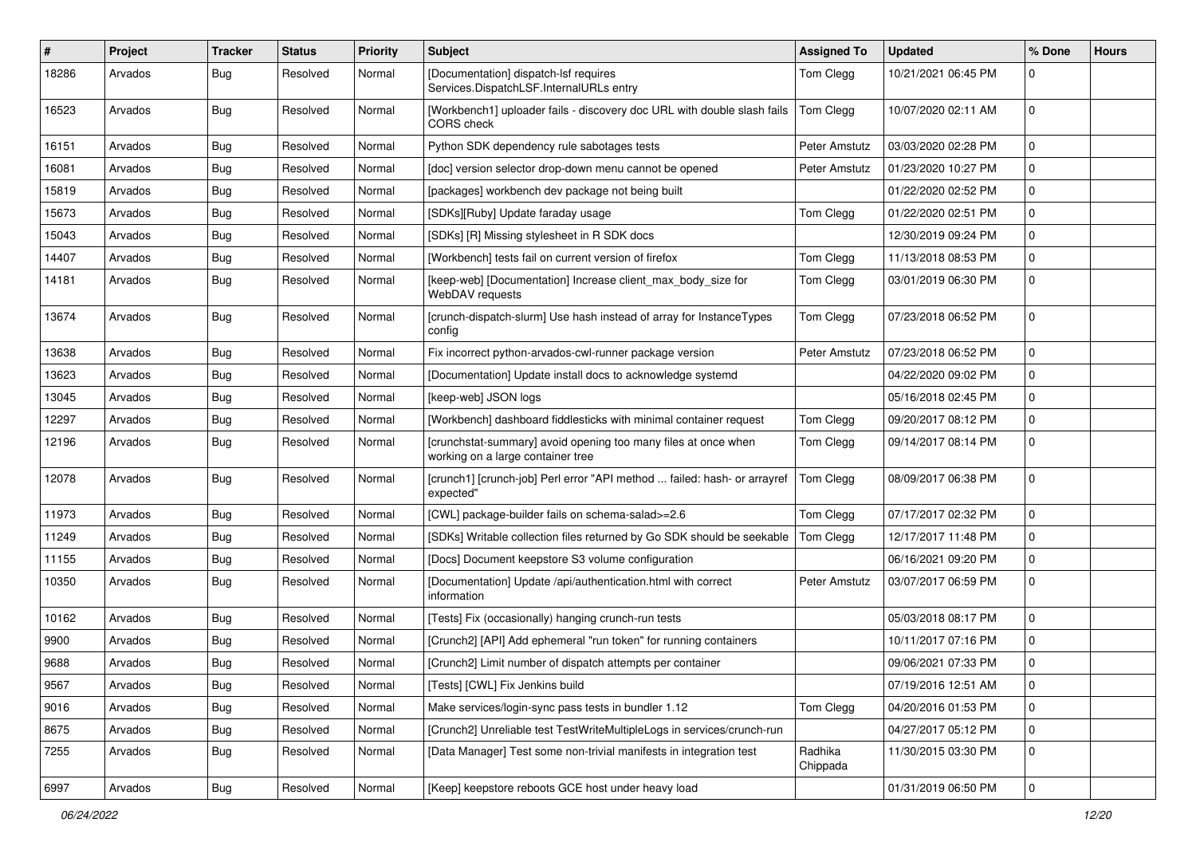| # | Project | Tracker | Status | Priority | Subject | Assigned To | Updated | % Done | Hours |
|---|---|---|---|---|---|---|---|---|---|
| 18286 | Arvados | Bug | Resolved | Normal | [Documentation] dispatch-lsf requires Services.DispatchLSF.InternalURLs entry | Tom Clegg | 10/21/2021 06:45 PM | 0 | |
| 16523 | Arvados | Bug | Resolved | Normal | [Workbench1] uploader fails - discovery doc URL with double slash fails CORS check | Tom Clegg | 10/07/2020 02:11 AM | 0 | |
| 16151 | Arvados | Bug | Resolved | Normal | Python SDK dependency rule sabotages tests | Peter Amstutz | 03/03/2020 02:28 PM | 0 | |
| 16081 | Arvados | Bug | Resolved | Normal | [doc] version selector drop-down menu cannot be opened | Peter Amstutz | 01/23/2020 10:27 PM | 0 | |
| 15819 | Arvados | Bug | Resolved | Normal | [packages] workbench dev package not being built | | 01/22/2020 02:52 PM | 0 | |
| 15673 | Arvados | Bug | Resolved | Normal | [SDKs][Ruby] Update faraday usage | Tom Clegg | 01/22/2020 02:51 PM | 0 | |
| 15043 | Arvados | Bug | Resolved | Normal | [SDKs] [R] Missing stylesheet in R SDK docs | | 12/30/2019 09:24 PM | 0 | |
| 14407 | Arvados | Bug | Resolved | Normal | [Workbench] tests fail on current version of firefox | Tom Clegg | 11/13/2018 08:53 PM | 0 | |
| 14181 | Arvados | Bug | Resolved | Normal | [keep-web] [Documentation] Increase client_max_body_size for WebDAV requests | Tom Clegg | 03/01/2019 06:30 PM | 0 | |
| 13674 | Arvados | Bug | Resolved | Normal | [crunch-dispatch-slurm] Use hash instead of array for InstanceTypes config | Tom Clegg | 07/23/2018 06:52 PM | 0 | |
| 13638 | Arvados | Bug | Resolved | Normal | Fix incorrect python-arvados-cwl-runner package version | Peter Amstutz | 07/23/2018 06:52 PM | 0 | |
| 13623 | Arvados | Bug | Resolved | Normal | [Documentation] Update install docs to acknowledge systemd | | 04/22/2020 09:02 PM | 0 | |
| 13045 | Arvados | Bug | Resolved | Normal | [keep-web] JSON logs | | 05/16/2018 02:45 PM | 0 | |
| 12297 | Arvados | Bug | Resolved | Normal | [Workbench] dashboard fiddlesticks with minimal container request | Tom Clegg | 09/20/2017 08:12 PM | 0 | |
| 12196 | Arvados | Bug | Resolved | Normal | [crunchstat-summary] avoid opening too many files at once when working on a large container tree | Tom Clegg | 09/14/2017 08:14 PM | 0 | |
| 12078 | Arvados | Bug | Resolved | Normal | [crunch1] [crunch-job] Perl error "API method ... failed: hash- or arrayref expected" | Tom Clegg | 08/09/2017 06:38 PM | 0 | |
| 11973 | Arvados | Bug | Resolved | Normal | [CWL] package-builder fails on schema-salad>=2.6 | Tom Clegg | 07/17/2017 02:32 PM | 0 | |
| 11249 | Arvados | Bug | Resolved | Normal | [SDKs] Writable collection files returned by Go SDK should be seekable | Tom Clegg | 12/17/2017 11:48 PM | 0 | |
| 11155 | Arvados | Bug | Resolved | Normal | [Docs] Document keepstore S3 volume configuration | | 06/16/2021 09:20 PM | 0 | |
| 10350 | Arvados | Bug | Resolved | Normal | [Documentation] Update /api/authentication.html with correct information | Peter Amstutz | 03/07/2017 06:59 PM | 0 | |
| 10162 | Arvados | Bug | Resolved | Normal | [Tests] Fix (occasionally) hanging crunch-run tests | | 05/03/2018 08:17 PM | 0 | |
| 9900 | Arvados | Bug | Resolved | Normal | [Crunch2] [API] Add ephemeral "run token" for running containers | | 10/11/2017 07:16 PM | 0 | |
| 9688 | Arvados | Bug | Resolved | Normal | [Crunch2] Limit number of dispatch attempts per container | | 09/06/2021 07:33 PM | 0 | |
| 9567 | Arvados | Bug | Resolved | Normal | [Tests] [CWL] Fix Jenkins build | | 07/19/2016 12:51 AM | 0 | |
| 9016 | Arvados | Bug | Resolved | Normal | Make services/login-sync pass tests in bundler 1.12 | Tom Clegg | 04/20/2016 01:53 PM | 0 | |
| 8675 | Arvados | Bug | Resolved | Normal | [Crunch2] Unreliable test TestWriteMultipleLogs in services/crunch-run | | 04/27/2017 05:12 PM | 0 | |
| 7255 | Arvados | Bug | Resolved | Normal | [Data Manager] Test some non-trivial manifests in integration test | Radhika Chippada | 11/30/2015 03:30 PM | 0 | |
| 6997 | Arvados | Bug | Resolved | Normal | [Keep] keepstore reboots GCE host under heavy load | | 01/31/2019 06:50 PM | 0 | |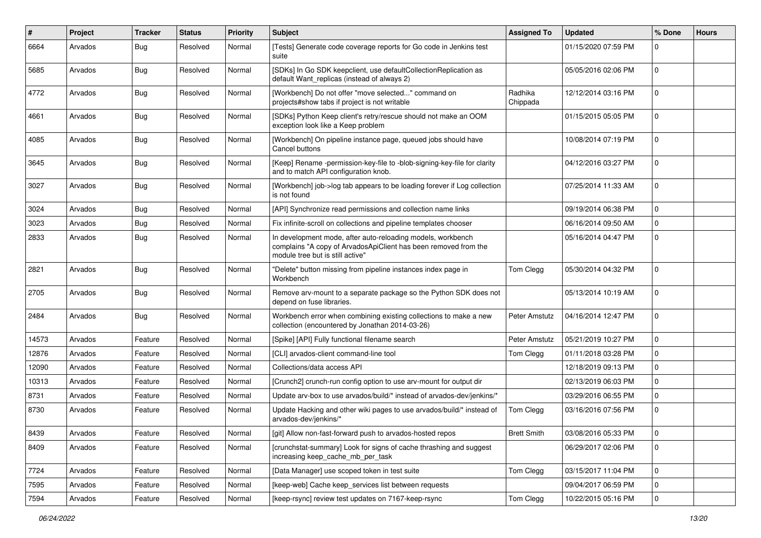| # | Project | Tracker | Status | Priority | Subject | Assigned To | Updated | % Done | Hours |
|---|---|---|---|---|---|---|---|---|---|
| 6664 | Arvados | Bug | Resolved | Normal | [Tests] Generate code coverage reports for Go code in Jenkins test suite | | 01/15/2020 07:59 PM | 0 | |
| 5685 | Arvados | Bug | Resolved | Normal | [SDKs] In Go SDK keepclient, use defaultCollectionReplication as default Want_replicas (instead of always 2) | | 05/05/2016 02:06 PM | 0 | |
| 4772 | Arvados | Bug | Resolved | Normal | [Workbench] Do not offer "move selected..." command on projects#show tabs if project is not writable | Radhika Chippada | 12/12/2014 03:16 PM | 0 | |
| 4661 | Arvados | Bug | Resolved | Normal | [SDKs] Python Keep client's retry/rescue should not make an OOM exception look like a Keep problem | | 01/15/2015 05:05 PM | 0 | |
| 4085 | Arvados | Bug | Resolved | Normal | [Workbench] On pipeline instance page, queued jobs should have Cancel buttons | | 10/08/2014 07:19 PM | 0 | |
| 3645 | Arvados | Bug | Resolved | Normal | [Keep] Rename -permission-key-file to -blob-signing-key-file for clarity and to match API configuration knob. | | 04/12/2016 03:27 PM | 0 | |
| 3027 | Arvados | Bug | Resolved | Normal | [Workbench] job->log tab appears to be loading forever if Log collection is not found | | 07/25/2014 11:33 AM | 0 | |
| 3024 | Arvados | Bug | Resolved | Normal | [API] Synchronize read permissions and collection name links | | 09/19/2014 06:38 PM | 0 | |
| 3023 | Arvados | Bug | Resolved | Normal | Fix infinite-scroll on collections and pipeline templates chooser | | 06/16/2014 09:50 AM | 0 | |
| 2833 | Arvados | Bug | Resolved | Normal | In development mode, after auto-reloading models, workbench complains "A copy of ArvadosApiClient has been removed from the module tree but is still active" | | 05/16/2014 04:47 PM | 0 | |
| 2821 | Arvados | Bug | Resolved | Normal | "Delete" button missing from pipeline instances index page in Workbench | Tom Clegg | 05/30/2014 04:32 PM | 0 | |
| 2705 | Arvados | Bug | Resolved | Normal | Remove arv-mount to a separate package so the Python SDK does not depend on fuse libraries. | | 05/13/2014 10:19 AM | 0 | |
| 2484 | Arvados | Bug | Resolved | Normal | Workbench error when combining existing collections to make a new collection (encountered by Jonathan 2014-03-26) | Peter Amstutz | 04/16/2014 12:47 PM | 0 | |
| 14573 | Arvados | Feature | Resolved | Normal | [Spike] [API] Fully functional filename search | Peter Amstutz | 05/21/2019 10:27 PM | 0 | |
| 12876 | Arvados | Feature | Resolved | Normal | [CLI] arvados-client command-line tool | Tom Clegg | 01/11/2018 03:28 PM | 0 | |
| 12090 | Arvados | Feature | Resolved | Normal | Collections/data access API | | 12/18/2019 09:13 PM | 0 | |
| 10313 | Arvados | Feature | Resolved | Normal | [Crunch2] crunch-run config option to use arv-mount for output dir | | 02/13/2019 06:03 PM | 0 | |
| 8731 | Arvados | Feature | Resolved | Normal | Update arv-box to use arvados/build/* instead of arvados-dev/jenkins/* | | 03/29/2016 06:55 PM | 0 | |
| 8730 | Arvados | Feature | Resolved | Normal | Update Hacking and other wiki pages to use arvados/build/* instead of arvados-dev/jenkins/* | Tom Clegg | 03/16/2016 07:56 PM | 0 | |
| 8439 | Arvados | Feature | Resolved | Normal | [git] Allow non-fast-forward push to arvados-hosted repos | Brett Smith | 03/08/2016 05:33 PM | 0 | |
| 8409 | Arvados | Feature | Resolved | Normal | [crunchstat-summary] Look for signs of cache thrashing and suggest increasing keep_cache_mb_per_task | | 06/29/2017 02:06 PM | 0 | |
| 7724 | Arvados | Feature | Resolved | Normal | [Data Manager] use scoped token in test suite | Tom Clegg | 03/15/2017 11:04 PM | 0 | |
| 7595 | Arvados | Feature | Resolved | Normal | [keep-web] Cache keep_services list between requests | | 09/04/2017 06:59 PM | 0 | |
| 7594 | Arvados | Feature | Resolved | Normal | [keep-rsync] review test updates on 7167-keep-rsync | Tom Clegg | 10/22/2015 05:16 PM | 0 | |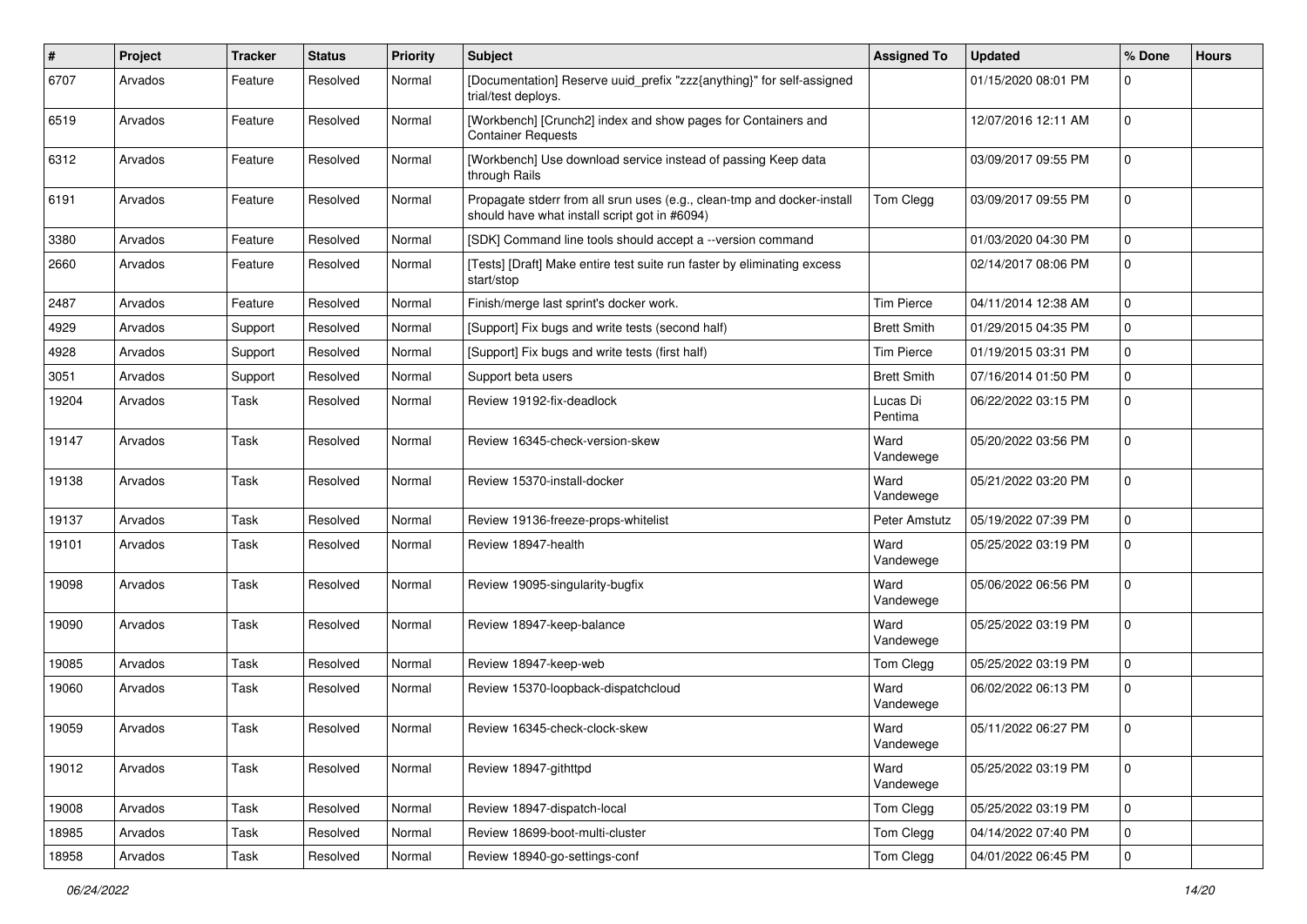| # | Project | Tracker | Status | Priority | Subject | Assigned To | Updated | % Done | Hours |
|---|---|---|---|---|---|---|---|---|---|
| 6707 | Arvados | Feature | Resolved | Normal | [Documentation] Reserve uuid_prefix "zzz{anything}" for self-assigned trial/test deploys. | | 01/15/2020 08:01 PM | 0 | |
| 6519 | Arvados | Feature | Resolved | Normal | [Workbench] [Crunch2] index and show pages for Containers and Container Requests | | 12/07/2016 12:11 AM | 0 | |
| 6312 | Arvados | Feature | Resolved | Normal | [Workbench] Use download service instead of passing Keep data through Rails | | 03/09/2017 09:55 PM | 0 | |
| 6191 | Arvados | Feature | Resolved | Normal | Propagate stderr from all srun uses (e.g., clean-tmp and docker-install should have what install script got in #6094) | Tom Clegg | 03/09/2017 09:55 PM | 0 | |
| 3380 | Arvados | Feature | Resolved | Normal | [SDK] Command line tools should accept a --version command | | 01/03/2020 04:30 PM | 0 | |
| 2660 | Arvados | Feature | Resolved | Normal | [Tests] [Draft] Make entire test suite run faster by eliminating excess start/stop | | 02/14/2017 08:06 PM | 0 | |
| 2487 | Arvados | Feature | Resolved | Normal | Finish/merge last sprint's docker work. | Tim Pierce | 04/11/2014 12:38 AM | 0 | |
| 4929 | Arvados | Support | Resolved | Normal | [Support] Fix bugs and write tests (second half) | Brett Smith | 01/29/2015 04:35 PM | 0 | |
| 4928 | Arvados | Support | Resolved | Normal | [Support] Fix bugs and write tests (first half) | Tim Pierce | 01/19/2015 03:31 PM | 0 | |
| 3051 | Arvados | Support | Resolved | Normal | Support beta users | Brett Smith | 07/16/2014 01:50 PM | 0 | |
| 19204 | Arvados | Task | Resolved | Normal | Review 19192-fix-deadlock | Lucas Di Pentima | 06/22/2022 03:15 PM | 0 | |
| 19147 | Arvados | Task | Resolved | Normal | Review 16345-check-version-skew | Ward Vandewege | 05/20/2022 03:56 PM | 0 | |
| 19138 | Arvados | Task | Resolved | Normal | Review 15370-install-docker | Ward Vandewege | 05/21/2022 03:20 PM | 0 | |
| 19137 | Arvados | Task | Resolved | Normal | Review 19136-freeze-props-whitelist | Peter Amstutz | 05/19/2022 07:39 PM | 0 | |
| 19101 | Arvados | Task | Resolved | Normal | Review 18947-health | Ward Vandewege | 05/25/2022 03:19 PM | 0 | |
| 19098 | Arvados | Task | Resolved | Normal | Review 19095-singularity-bugfix | Ward Vandewege | 05/06/2022 06:56 PM | 0 | |
| 19090 | Arvados | Task | Resolved | Normal | Review 18947-keep-balance | Ward Vandewege | 05/25/2022 03:19 PM | 0 | |
| 19085 | Arvados | Task | Resolved | Normal | Review 18947-keep-web | Tom Clegg | 05/25/2022 03:19 PM | 0 | |
| 19060 | Arvados | Task | Resolved | Normal | Review 15370-loopback-dispatchcloud | Ward Vandewege | 06/02/2022 06:13 PM | 0 | |
| 19059 | Arvados | Task | Resolved | Normal | Review 16345-check-clock-skew | Ward Vandewege | 05/11/2022 06:27 PM | 0 | |
| 19012 | Arvados | Task | Resolved | Normal | Review 18947-githttpd | Ward Vandewege | 05/25/2022 03:19 PM | 0 | |
| 19008 | Arvados | Task | Resolved | Normal | Review 18947-dispatch-local | Tom Clegg | 05/25/2022 03:19 PM | 0 | |
| 18985 | Arvados | Task | Resolved | Normal | Review 18699-boot-multi-cluster | Tom Clegg | 04/14/2022 07:40 PM | 0 | |
| 18958 | Arvados | Task | Resolved | Normal | Review 18940-go-settings-conf | Tom Clegg | 04/01/2022 06:45 PM | 0 | |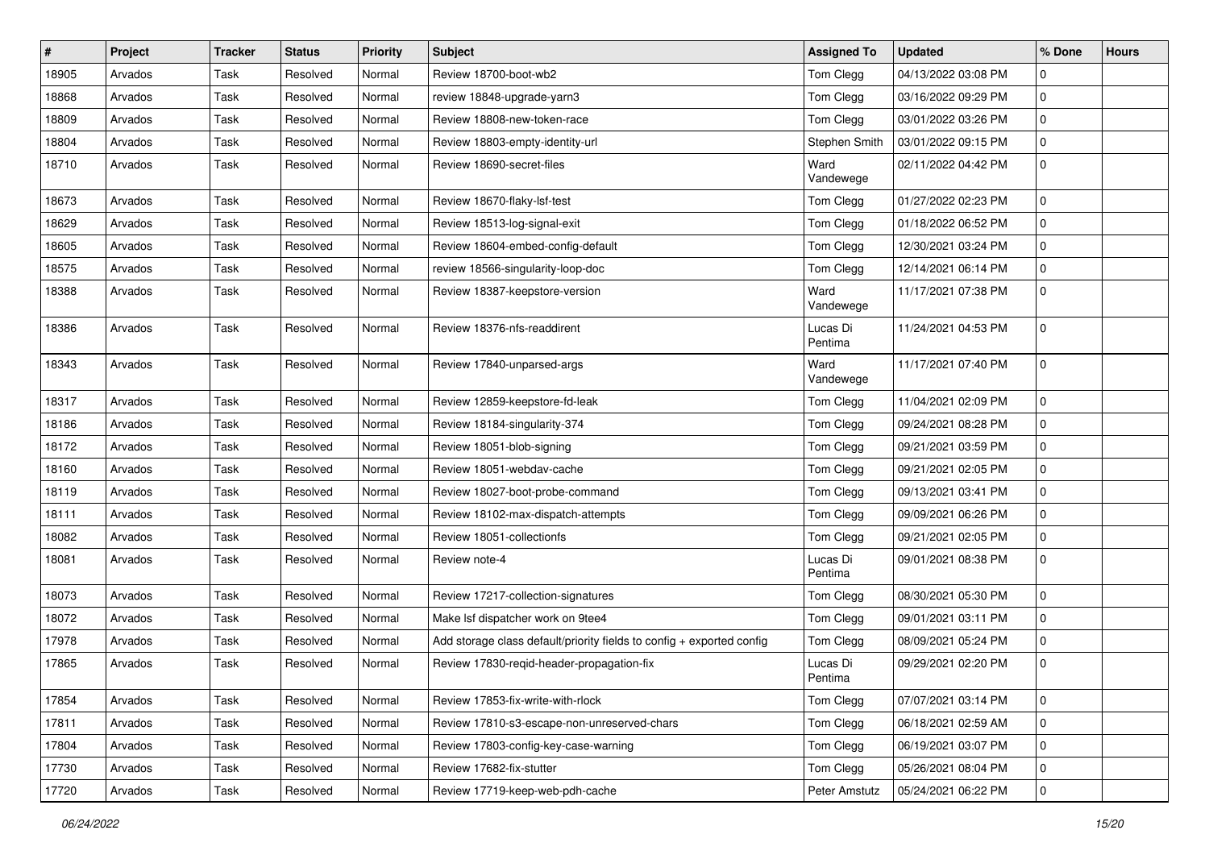| # | Project | Tracker | Status | Priority | Subject | Assigned To | Updated | % Done | Hours |
|---|---|---|---|---|---|---|---|---|---|
| 18905 | Arvados | Task | Resolved | Normal | Review 18700-boot-wb2 | Tom Clegg | 04/13/2022 03:08 PM | 0 | |
| 18868 | Arvados | Task | Resolved | Normal | review 18848-upgrade-yarn3 | Tom Clegg | 03/16/2022 09:29 PM | 0 | |
| 18809 | Arvados | Task | Resolved | Normal | Review 18808-new-token-race | Tom Clegg | 03/01/2022 03:26 PM | 0 | |
| 18804 | Arvados | Task | Resolved | Normal | Review 18803-empty-identity-url | Stephen Smith | 03/01/2022 09:15 PM | 0 | |
| 18710 | Arvados | Task | Resolved | Normal | Review 18690-secret-files | Ward Vandewege | 02/11/2022 04:42 PM | 0 | |
| 18673 | Arvados | Task | Resolved | Normal | Review 18670-flaky-lsf-test | Tom Clegg | 01/27/2022 02:23 PM | 0 | |
| 18629 | Arvados | Task | Resolved | Normal | Review 18513-log-signal-exit | Tom Clegg | 01/18/2022 06:52 PM | 0 | |
| 18605 | Arvados | Task | Resolved | Normal | Review 18604-embed-config-default | Tom Clegg | 12/30/2021 03:24 PM | 0 | |
| 18575 | Arvados | Task | Resolved | Normal | review 18566-singularity-loop-doc | Tom Clegg | 12/14/2021 06:14 PM | 0 | |
| 18388 | Arvados | Task | Resolved | Normal | Review 18387-keepstore-version | Ward Vandewege | 11/17/2021 07:38 PM | 0 | |
| 18386 | Arvados | Task | Resolved | Normal | Review 18376-nfs-readdirent | Lucas Di Pentima | 11/24/2021 04:53 PM | 0 | |
| 18343 | Arvados | Task | Resolved | Normal | Review 17840-unparsed-args | Ward Vandewege | 11/17/2021 07:40 PM | 0 | |
| 18317 | Arvados | Task | Resolved | Normal | Review 12859-keepstore-fd-leak | Tom Clegg | 11/04/2021 02:09 PM | 0 | |
| 18186 | Arvados | Task | Resolved | Normal | Review 18184-singularity-374 | Tom Clegg | 09/24/2021 08:28 PM | 0 | |
| 18172 | Arvados | Task | Resolved | Normal | Review 18051-blob-signing | Tom Clegg | 09/21/2021 03:59 PM | 0 | |
| 18160 | Arvados | Task | Resolved | Normal | Review 18051-webdav-cache | Tom Clegg | 09/21/2021 02:05 PM | 0 | |
| 18119 | Arvados | Task | Resolved | Normal | Review 18027-boot-probe-command | Tom Clegg | 09/13/2021 03:41 PM | 0 | |
| 18111 | Arvados | Task | Resolved | Normal | Review 18102-max-dispatch-attempts | Tom Clegg | 09/09/2021 06:26 PM | 0 | |
| 18082 | Arvados | Task | Resolved | Normal | Review 18051-collectionfs | Tom Clegg | 09/21/2021 02:05 PM | 0 | |
| 18081 | Arvados | Task | Resolved | Normal | Review note-4 | Lucas Di Pentima | 09/01/2021 08:38 PM | 0 | |
| 18073 | Arvados | Task | Resolved | Normal | Review 17217-collection-signatures | Tom Clegg | 08/30/2021 05:30 PM | 0 | |
| 18072 | Arvados | Task | Resolved | Normal | Make lsf dispatcher work on 9tee4 | Tom Clegg | 09/01/2021 03:11 PM | 0 | |
| 17978 | Arvados | Task | Resolved | Normal | Add storage class default/priority fields to config + exported config | Tom Clegg | 08/09/2021 05:24 PM | 0 | |
| 17865 | Arvados | Task | Resolved | Normal | Review 17830-reqid-header-propagation-fix | Lucas Di Pentima | 09/29/2021 02:20 PM | 0 | |
| 17854 | Arvados | Task | Resolved | Normal | Review 17853-fix-write-with-rlock | Tom Clegg | 07/07/2021 03:14 PM | 0 | |
| 17811 | Arvados | Task | Resolved | Normal | Review 17810-s3-escape-non-unreserved-chars | Tom Clegg | 06/18/2021 02:59 AM | 0 | |
| 17804 | Arvados | Task | Resolved | Normal | Review 17803-config-key-case-warning | Tom Clegg | 06/19/2021 03:07 PM | 0 | |
| 17730 | Arvados | Task | Resolved | Normal | Review 17682-fix-stutter | Tom Clegg | 05/26/2021 08:04 PM | 0 | |
| 17720 | Arvados | Task | Resolved | Normal | Review 17719-keep-web-pdh-cache | Peter Amstutz | 05/24/2021 06:22 PM | 0 | |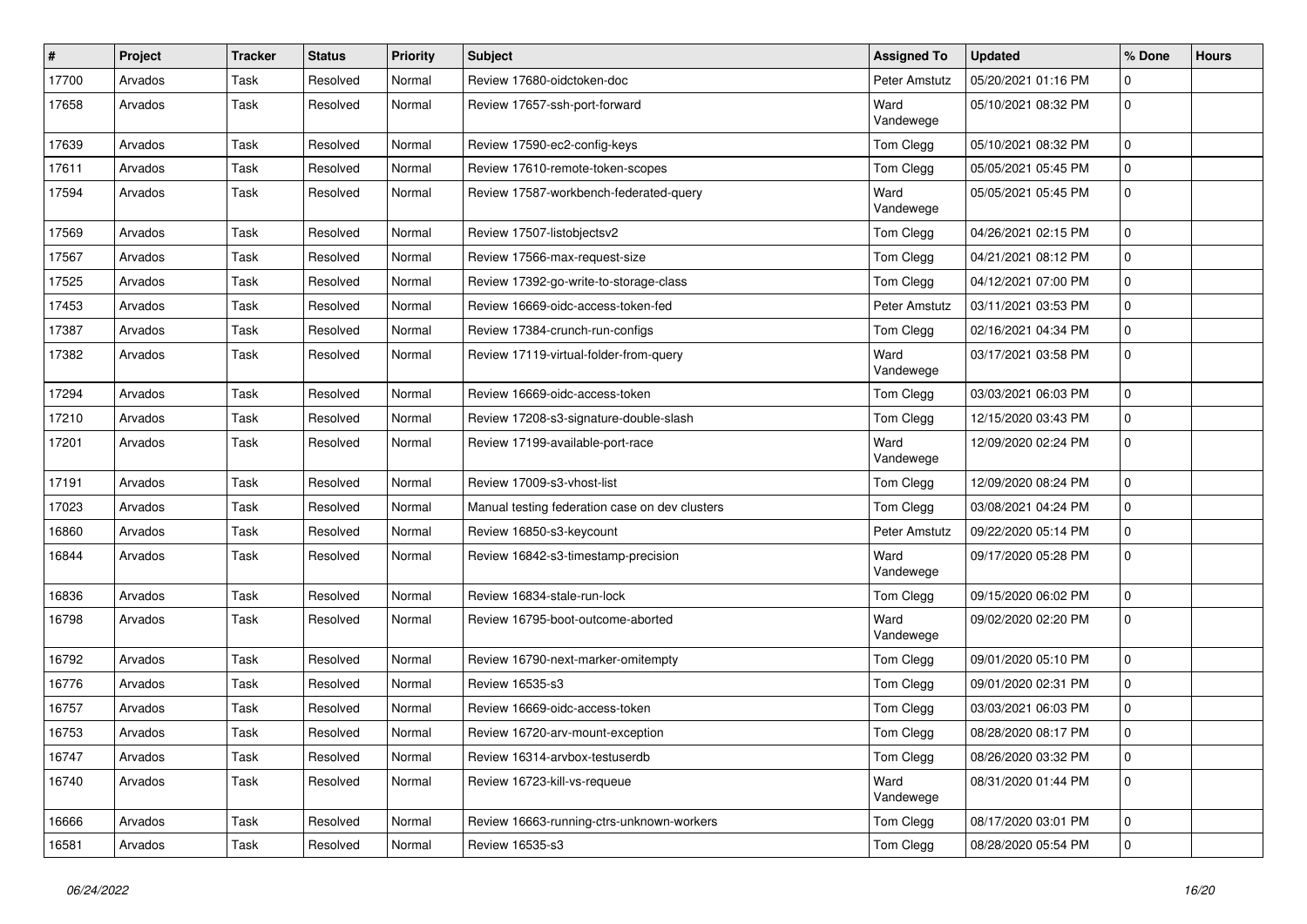| # | Project | Tracker | Status | Priority | Subject | Assigned To | Updated | % Done | Hours |
|---|---|---|---|---|---|---|---|---|---|
| 17700 | Arvados | Task | Resolved | Normal | Review 17680-oidctoken-doc | Peter Amstutz | 05/20/2021 01:16 PM | 0 | |
| 17658 | Arvados | Task | Resolved | Normal | Review 17657-ssh-port-forward | Ward Vandewege | 05/10/2021 08:32 PM | 0 | |
| 17639 | Arvados | Task | Resolved | Normal | Review 17590-ec2-config-keys | Tom Clegg | 05/10/2021 08:32 PM | 0 | |
| 17611 | Arvados | Task | Resolved | Normal | Review 17610-remote-token-scopes | Tom Clegg | 05/05/2021 05:45 PM | 0 | |
| 17594 | Arvados | Task | Resolved | Normal | Review 17587-workbench-federated-query | Ward Vandewege | 05/05/2021 05:45 PM | 0 | |
| 17569 | Arvados | Task | Resolved | Normal | Review 17507-listobjectsv2 | Tom Clegg | 04/26/2021 02:15 PM | 0 | |
| 17567 | Arvados | Task | Resolved | Normal | Review 17566-max-request-size | Tom Clegg | 04/21/2021 08:12 PM | 0 | |
| 17525 | Arvados | Task | Resolved | Normal | Review 17392-go-write-to-storage-class | Tom Clegg | 04/12/2021 07:00 PM | 0 | |
| 17453 | Arvados | Task | Resolved | Normal | Review 16669-oidc-access-token-fed | Peter Amstutz | 03/11/2021 03:53 PM | 0 | |
| 17387 | Arvados | Task | Resolved | Normal | Review 17384-crunch-run-configs | Tom Clegg | 02/16/2021 04:34 PM | 0 | |
| 17382 | Arvados | Task | Resolved | Normal | Review 17119-virtual-folder-from-query | Ward Vandewege | 03/17/2021 03:58 PM | 0 | |
| 17294 | Arvados | Task | Resolved | Normal | Review 16669-oidc-access-token | Tom Clegg | 03/03/2021 06:03 PM | 0 | |
| 17210 | Arvados | Task | Resolved | Normal | Review 17208-s3-signature-double-slash | Tom Clegg | 12/15/2020 03:43 PM | 0 | |
| 17201 | Arvados | Task | Resolved | Normal | Review 17199-available-port-race | Ward Vandewege | 12/09/2020 02:24 PM | 0 | |
| 17191 | Arvados | Task | Resolved | Normal | Review 17009-s3-vhost-list | Tom Clegg | 12/09/2020 08:24 PM | 0 | |
| 17023 | Arvados | Task | Resolved | Normal | Manual testing federation case on dev clusters | Tom Clegg | 03/08/2021 04:24 PM | 0 | |
| 16860 | Arvados | Task | Resolved | Normal | Review 16850-s3-keycount | Peter Amstutz | 09/22/2020 05:14 PM | 0 | |
| 16844 | Arvados | Task | Resolved | Normal | Review 16842-s3-timestamp-precision | Ward Vandewege | 09/17/2020 05:28 PM | 0 | |
| 16836 | Arvados | Task | Resolved | Normal | Review 16834-stale-run-lock | Tom Clegg | 09/15/2020 06:02 PM | 0 | |
| 16798 | Arvados | Task | Resolved | Normal | Review 16795-boot-outcome-aborted | Ward Vandewege | 09/02/2020 02:20 PM | 0 | |
| 16792 | Arvados | Task | Resolved | Normal | Review 16790-next-marker-omitempty | Tom Clegg | 09/01/2020 05:10 PM | 0 | |
| 16776 | Arvados | Task | Resolved | Normal | Review 16535-s3 | Tom Clegg | 09/01/2020 02:31 PM | 0 | |
| 16757 | Arvados | Task | Resolved | Normal | Review 16669-oidc-access-token | Tom Clegg | 03/03/2021 06:03 PM | 0 | |
| 16753 | Arvados | Task | Resolved | Normal | Review 16720-arv-mount-exception | Tom Clegg | 08/28/2020 08:17 PM | 0 | |
| 16747 | Arvados | Task | Resolved | Normal | Review 16314-arvbox-testuserdb | Tom Clegg | 08/26/2020 03:32 PM | 0 | |
| 16740 | Arvados | Task | Resolved | Normal | Review 16723-kill-vs-requeue | Ward Vandewege | 08/31/2020 01:44 PM | 0 | |
| 16666 | Arvados | Task | Resolved | Normal | Review 16663-running-ctrs-unknown-workers | Tom Clegg | 08/17/2020 03:01 PM | 0 | |
| 16581 | Arvados | Task | Resolved | Normal | Review 16535-s3 | Tom Clegg | 08/28/2020 05:54 PM | 0 | |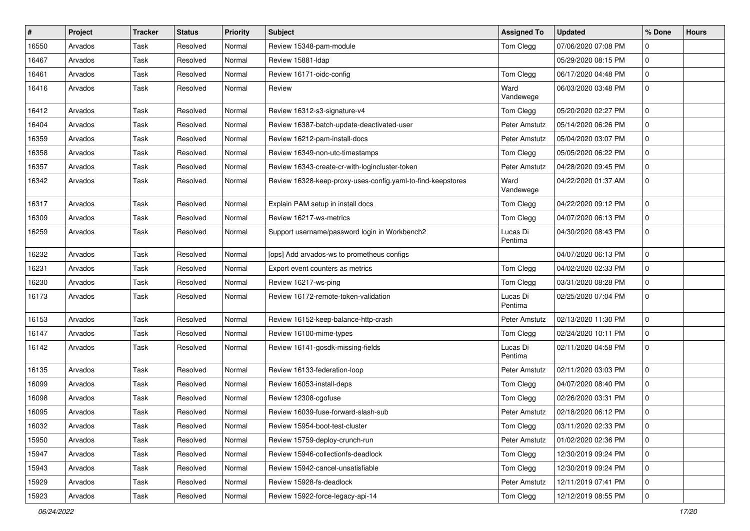| # | Project | Tracker | Status | Priority | Subject | Assigned To | Updated | % Done | Hours |
|---|---|---|---|---|---|---|---|---|---|
| 16550 | Arvados | Task | Resolved | Normal | Review 15348-pam-module | Tom Clegg | 07/06/2020 07:08 PM | 0 | |
| 16467 | Arvados | Task | Resolved | Normal | Review 15881-ldap | | 05/29/2020 08:15 PM | 0 | |
| 16461 | Arvados | Task | Resolved | Normal | Review 16171-oidc-config | Tom Clegg | 06/17/2020 04:48 PM | 0 | |
| 16416 | Arvados | Task | Resolved | Normal | Review | Ward Vandewege | 06/03/2020 03:48 PM | 0 | |
| 16412 | Arvados | Task | Resolved | Normal | Review 16312-s3-signature-v4 | Tom Clegg | 05/20/2020 02:27 PM | 0 | |
| 16404 | Arvados | Task | Resolved | Normal | Review 16387-batch-update-deactivated-user | Peter Amstutz | 05/14/2020 06:26 PM | 0 | |
| 16359 | Arvados | Task | Resolved | Normal | Review 16212-pam-install-docs | Peter Amstutz | 05/04/2020 03:07 PM | 0 | |
| 16358 | Arvados | Task | Resolved | Normal | Review 16349-non-utc-timestamps | Tom Clegg | 05/05/2020 06:22 PM | 0 | |
| 16357 | Arvados | Task | Resolved | Normal | Review 16343-create-cr-with-logincluster-token | Peter Amstutz | 04/28/2020 09:45 PM | 0 | |
| 16342 | Arvados | Task | Resolved | Normal | Review 16328-keep-proxy-uses-config.yaml-to-find-keepstores | Ward Vandewege | 04/22/2020 01:37 AM | 0 | |
| 16317 | Arvados | Task | Resolved | Normal | Explain PAM setup in install docs | Tom Clegg | 04/22/2020 09:12 PM | 0 | |
| 16309 | Arvados | Task | Resolved | Normal | Review 16217-ws-metrics | Tom Clegg | 04/07/2020 06:13 PM | 0 | |
| 16259 | Arvados | Task | Resolved | Normal | Support username/password login in Workbench2 | Lucas Di Pentima | 04/30/2020 08:43 PM | 0 | |
| 16232 | Arvados | Task | Resolved | Normal | [ops] Add arvados-ws to prometheus configs | | 04/07/2020 06:13 PM | 0 | |
| 16231 | Arvados | Task | Resolved | Normal | Export event counters as metrics | Tom Clegg | 04/02/2020 02:33 PM | 0 | |
| 16230 | Arvados | Task | Resolved | Normal | Review 16217-ws-ping | Tom Clegg | 03/31/2020 08:28 PM | 0 | |
| 16173 | Arvados | Task | Resolved | Normal | Review 16172-remote-token-validation | Lucas Di Pentima | 02/25/2020 07:04 PM | 0 | |
| 16153 | Arvados | Task | Resolved | Normal | Review 16152-keep-balance-http-crash | Peter Amstutz | 02/13/2020 11:30 PM | 0 | |
| 16147 | Arvados | Task | Resolved | Normal | Review 16100-mime-types | Tom Clegg | 02/24/2020 10:11 PM | 0 | |
| 16142 | Arvados | Task | Resolved | Normal | Review 16141-gosdk-missing-fields | Lucas Di Pentima | 02/11/2020 04:58 PM | 0 | |
| 16135 | Arvados | Task | Resolved | Normal | Review 16133-federation-loop | Peter Amstutz | 02/11/2020 03:03 PM | 0 | |
| 16099 | Arvados | Task | Resolved | Normal | Review 16053-install-deps | Tom Clegg | 04/07/2020 08:40 PM | 0 | |
| 16098 | Arvados | Task | Resolved | Normal | Review 12308-cgofuse | Tom Clegg | 02/26/2020 03:31 PM | 0 | |
| 16095 | Arvados | Task | Resolved | Normal | Review 16039-fuse-forward-slash-sub | Peter Amstutz | 02/18/2020 06:12 PM | 0 | |
| 16032 | Arvados | Task | Resolved | Normal | Review 15954-boot-test-cluster | Tom Clegg | 03/11/2020 02:33 PM | 0 | |
| 15950 | Arvados | Task | Resolved | Normal | Review 15759-deploy-crunch-run | Peter Amstutz | 01/02/2020 02:36 PM | 0 | |
| 15947 | Arvados | Task | Resolved | Normal | Review 15946-collectionfs-deadlock | Tom Clegg | 12/30/2019 09:24 PM | 0 | |
| 15943 | Arvados | Task | Resolved | Normal | Review 15942-cancel-unsatisfiable | Tom Clegg | 12/30/2019 09:24 PM | 0 | |
| 15929 | Arvados | Task | Resolved | Normal | Review 15928-fs-deadlock | Peter Amstutz | 12/11/2019 07:41 PM | 0 | |
| 15923 | Arvados | Task | Resolved | Normal | Review 15922-force-legacy-api-14 | Tom Clegg | 12/12/2019 08:55 PM | 0 | |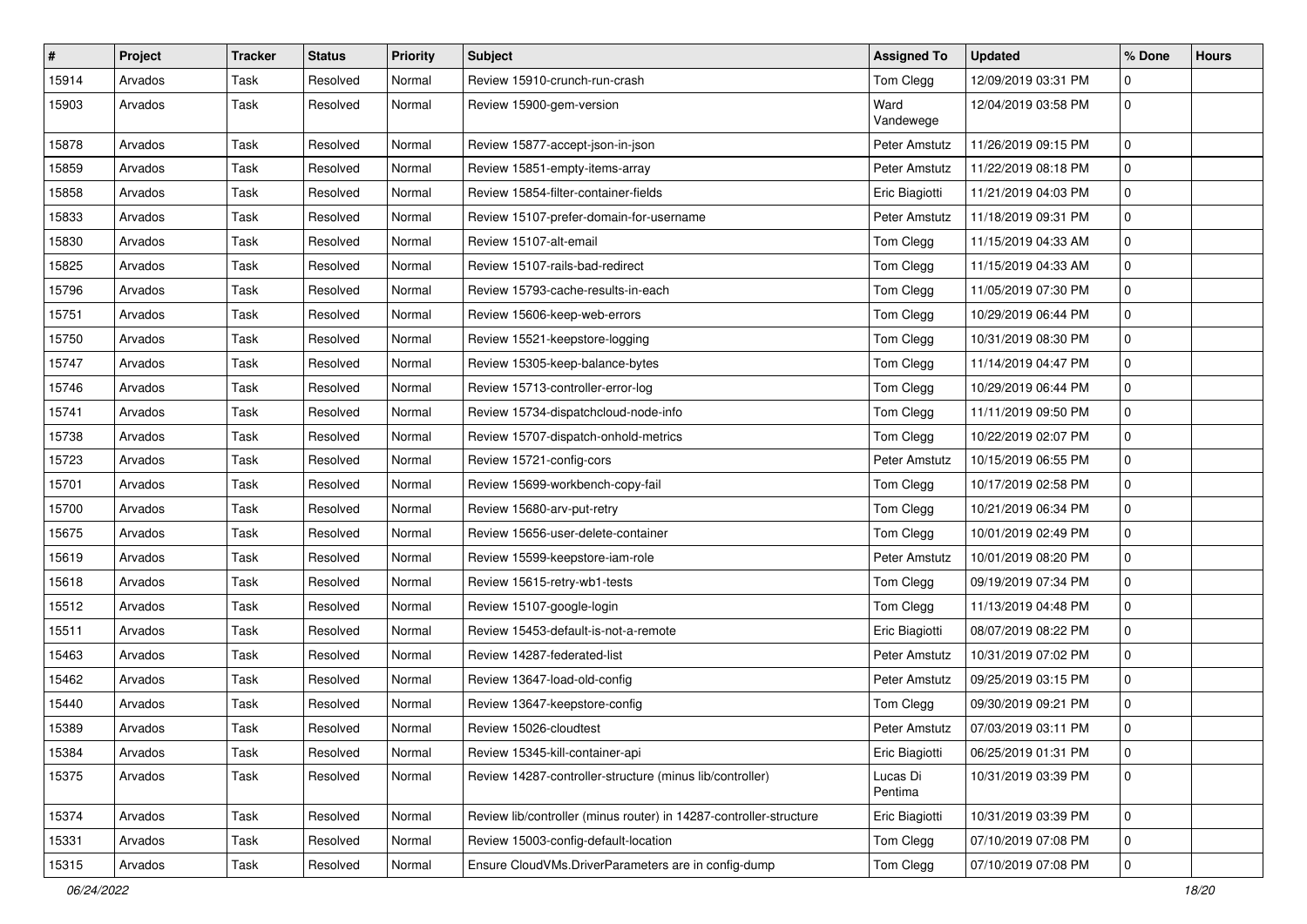| # | Project | Tracker | Status | Priority | Subject | Assigned To | Updated | % Done | Hours |
|---|---|---|---|---|---|---|---|---|---|
| 15914 | Arvados | Task | Resolved | Normal | Review 15910-crunch-run-crash | Tom Clegg | 12/09/2019 03:31 PM | 0 | |
| 15903 | Arvados | Task | Resolved | Normal | Review 15900-gem-version | Ward Vandewege | 12/04/2019 03:58 PM | 0 | |
| 15878 | Arvados | Task | Resolved | Normal | Review 15877-accept-json-in-json | Peter Amstutz | 11/26/2019 09:15 PM | 0 | |
| 15859 | Arvados | Task | Resolved | Normal | Review 15851-empty-items-array | Peter Amstutz | 11/22/2019 08:18 PM | 0 | |
| 15858 | Arvados | Task | Resolved | Normal | Review 15854-filter-container-fields | Eric Biagiotti | 11/21/2019 04:03 PM | 0 | |
| 15833 | Arvados | Task | Resolved | Normal | Review 15107-prefer-domain-for-username | Peter Amstutz | 11/18/2019 09:31 PM | 0 | |
| 15830 | Arvados | Task | Resolved | Normal | Review 15107-alt-email | Tom Clegg | 11/15/2019 04:33 AM | 0 | |
| 15825 | Arvados | Task | Resolved | Normal | Review 15107-rails-bad-redirect | Tom Clegg | 11/15/2019 04:33 AM | 0 | |
| 15796 | Arvados | Task | Resolved | Normal | Review 15793-cache-results-in-each | Tom Clegg | 11/05/2019 07:30 PM | 0 | |
| 15751 | Arvados | Task | Resolved | Normal | Review 15606-keep-web-errors | Tom Clegg | 10/29/2019 06:44 PM | 0 | |
| 15750 | Arvados | Task | Resolved | Normal | Review 15521-keepstore-logging | Tom Clegg | 10/31/2019 08:30 PM | 0 | |
| 15747 | Arvados | Task | Resolved | Normal | Review 15305-keep-balance-bytes | Tom Clegg | 11/14/2019 04:47 PM | 0 | |
| 15746 | Arvados | Task | Resolved | Normal | Review 15713-controller-error-log | Tom Clegg | 10/29/2019 06:44 PM | 0 | |
| 15741 | Arvados | Task | Resolved | Normal | Review 15734-dispatchcloud-node-info | Tom Clegg | 11/11/2019 09:50 PM | 0 | |
| 15738 | Arvados | Task | Resolved | Normal | Review 15707-dispatch-onhold-metrics | Tom Clegg | 10/22/2019 02:07 PM | 0 | |
| 15723 | Arvados | Task | Resolved | Normal | Review 15721-config-cors | Peter Amstutz | 10/15/2019 06:55 PM | 0 | |
| 15701 | Arvados | Task | Resolved | Normal | Review 15699-workbench-copy-fail | Tom Clegg | 10/17/2019 02:58 PM | 0 | |
| 15700 | Arvados | Task | Resolved | Normal | Review 15680-arv-put-retry | Tom Clegg | 10/21/2019 06:34 PM | 0 | |
| 15675 | Arvados | Task | Resolved | Normal | Review 15656-user-delete-container | Tom Clegg | 10/01/2019 02:49 PM | 0 | |
| 15619 | Arvados | Task | Resolved | Normal | Review 15599-keepstore-iam-role | Peter Amstutz | 10/01/2019 08:20 PM | 0 | |
| 15618 | Arvados | Task | Resolved | Normal | Review 15615-retry-wb1-tests | Tom Clegg | 09/19/2019 07:34 PM | 0 | |
| 15512 | Arvados | Task | Resolved | Normal | Review 15107-google-login | Tom Clegg | 11/13/2019 04:48 PM | 0 | |
| 15511 | Arvados | Task | Resolved | Normal | Review 15453-default-is-not-a-remote | Eric Biagiotti | 08/07/2019 08:22 PM | 0 | |
| 15463 | Arvados | Task | Resolved | Normal | Review 14287-federated-list | Peter Amstutz | 10/31/2019 07:02 PM | 0 | |
| 15462 | Arvados | Task | Resolved | Normal | Review 13647-load-old-config | Peter Amstutz | 09/25/2019 03:15 PM | 0 | |
| 15440 | Arvados | Task | Resolved | Normal | Review 13647-keepstore-config | Tom Clegg | 09/30/2019 09:21 PM | 0 | |
| 15389 | Arvados | Task | Resolved | Normal | Review 15026-cloudtest | Peter Amstutz | 07/03/2019 03:11 PM | 0 | |
| 15384 | Arvados | Task | Resolved | Normal | Review 15345-kill-container-api | Eric Biagiotti | 06/25/2019 01:31 PM | 0 | |
| 15375 | Arvados | Task | Resolved | Normal | Review 14287-controller-structure (minus lib/controller) | Lucas Di Pentima | 10/31/2019 03:39 PM | 0 | |
| 15374 | Arvados | Task | Resolved | Normal | Review lib/controller (minus router) in 14287-controller-structure | Eric Biagiotti | 10/31/2019 03:39 PM | 0 | |
| 15331 | Arvados | Task | Resolved | Normal | Review 15003-config-default-location | Tom Clegg | 07/10/2019 07:08 PM | 0 | |
| 15315 | Arvados | Task | Resolved | Normal | Ensure CloudVMs.DriverParameters are in config-dump | Tom Clegg | 07/10/2019 07:08 PM | 0 | |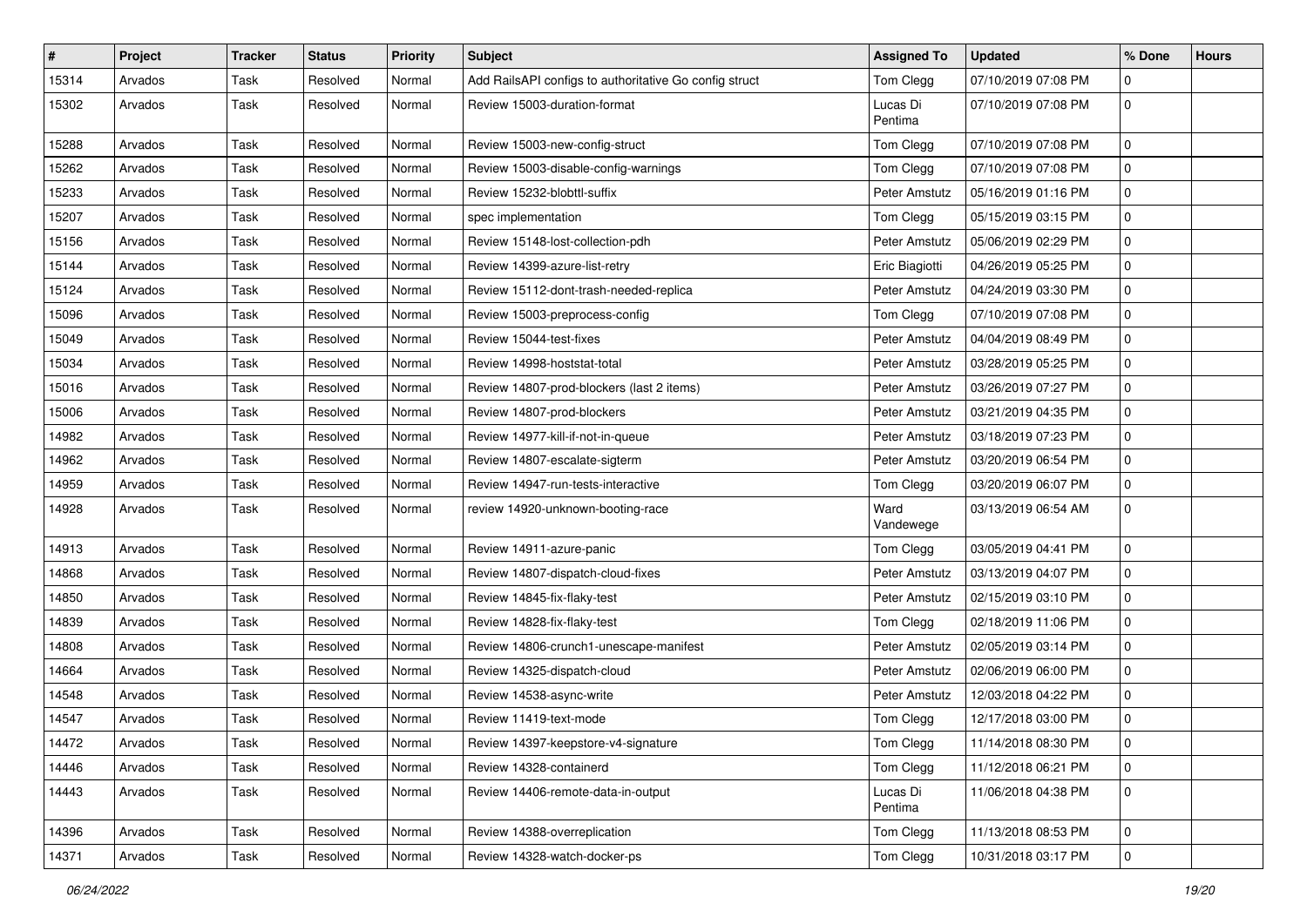| # | Project | Tracker | Status | Priority | Subject | Assigned To | Updated | % Done | Hours |
|---|---|---|---|---|---|---|---|---|---|
| 15314 | Arvados | Task | Resolved | Normal | Add RailsAPI configs to authoritative Go config struct | Tom Clegg | 07/10/2019 07:08 PM | 0 | |
| 15302 | Arvados | Task | Resolved | Normal | Review 15003-duration-format | Lucas Di Pentima | 07/10/2019 07:08 PM | 0 | |
| 15288 | Arvados | Task | Resolved | Normal | Review 15003-new-config-struct | Tom Clegg | 07/10/2019 07:08 PM | 0 | |
| 15262 | Arvados | Task | Resolved | Normal | Review 15003-disable-config-warnings | Tom Clegg | 07/10/2019 07:08 PM | 0 | |
| 15233 | Arvados | Task | Resolved | Normal | Review 15232-blobttl-suffix | Peter Amstutz | 05/16/2019 01:16 PM | 0 | |
| 15207 | Arvados | Task | Resolved | Normal | spec implementation | Tom Clegg | 05/15/2019 03:15 PM | 0 | |
| 15156 | Arvados | Task | Resolved | Normal | Review 15148-lost-collection-pdh | Peter Amstutz | 05/06/2019 02:29 PM | 0 | |
| 15144 | Arvados | Task | Resolved | Normal | Review 14399-azure-list-retry | Eric Biagiotti | 04/26/2019 05:25 PM | 0 | |
| 15124 | Arvados | Task | Resolved | Normal | Review 15112-dont-trash-needed-replica | Peter Amstutz | 04/24/2019 03:30 PM | 0 | |
| 15096 | Arvados | Task | Resolved | Normal | Review 15003-preprocess-config | Tom Clegg | 07/10/2019 07:08 PM | 0 | |
| 15049 | Arvados | Task | Resolved | Normal | Review 15044-test-fixes | Peter Amstutz | 04/04/2019 08:49 PM | 0 | |
| 15034 | Arvados | Task | Resolved | Normal | Review 14998-hoststat-total | Peter Amstutz | 03/28/2019 05:25 PM | 0 | |
| 15016 | Arvados | Task | Resolved | Normal | Review 14807-prod-blockers (last 2 items) | Peter Amstutz | 03/26/2019 07:27 PM | 0 | |
| 15006 | Arvados | Task | Resolved | Normal | Review 14807-prod-blockers | Peter Amstutz | 03/21/2019 04:35 PM | 0 | |
| 14982 | Arvados | Task | Resolved | Normal | Review 14977-kill-if-not-in-queue | Peter Amstutz | 03/18/2019 07:23 PM | 0 | |
| 14962 | Arvados | Task | Resolved | Normal | Review 14807-escalate-sigterm | Peter Amstutz | 03/20/2019 06:54 PM | 0 | |
| 14959 | Arvados | Task | Resolved | Normal | Review 14947-run-tests-interactive | Tom Clegg | 03/20/2019 06:07 PM | 0 | |
| 14928 | Arvados | Task | Resolved | Normal | review 14920-unknown-booting-race | Ward Vandewege | 03/13/2019 06:54 AM | 0 | |
| 14913 | Arvados | Task | Resolved | Normal | Review 14911-azure-panic | Tom Clegg | 03/05/2019 04:41 PM | 0 | |
| 14868 | Arvados | Task | Resolved | Normal | Review 14807-dispatch-cloud-fixes | Peter Amstutz | 03/13/2019 04:07 PM | 0 | |
| 14850 | Arvados | Task | Resolved | Normal | Review 14845-fix-flaky-test | Peter Amstutz | 02/15/2019 03:10 PM | 0 | |
| 14839 | Arvados | Task | Resolved | Normal | Review 14828-fix-flaky-test | Tom Clegg | 02/18/2019 11:06 PM | 0 | |
| 14808 | Arvados | Task | Resolved | Normal | Review 14806-crunch1-unescape-manifest | Peter Amstutz | 02/05/2019 03:14 PM | 0 | |
| 14664 | Arvados | Task | Resolved | Normal | Review 14325-dispatch-cloud | Peter Amstutz | 02/06/2019 06:00 PM | 0 | |
| 14548 | Arvados | Task | Resolved | Normal | Review 14538-async-write | Peter Amstutz | 12/03/2018 04:22 PM | 0 | |
| 14547 | Arvados | Task | Resolved | Normal | Review 11419-text-mode | Tom Clegg | 12/17/2018 03:00 PM | 0 | |
| 14472 | Arvados | Task | Resolved | Normal | Review 14397-keepstore-v4-signature | Tom Clegg | 11/14/2018 08:30 PM | 0 | |
| 14446 | Arvados | Task | Resolved | Normal | Review 14328-containerd | Tom Clegg | 11/12/2018 06:21 PM | 0 | |
| 14443 | Arvados | Task | Resolved | Normal | Review 14406-remote-data-in-output | Lucas Di Pentima | 11/06/2018 04:38 PM | 0 | |
| 14396 | Arvados | Task | Resolved | Normal | Review 14388-overreplication | Tom Clegg | 11/13/2018 08:53 PM | 0 | |
| 14371 | Arvados | Task | Resolved | Normal | Review 14328-watch-docker-ps | Tom Clegg | 10/31/2018 03:17 PM | 0 | |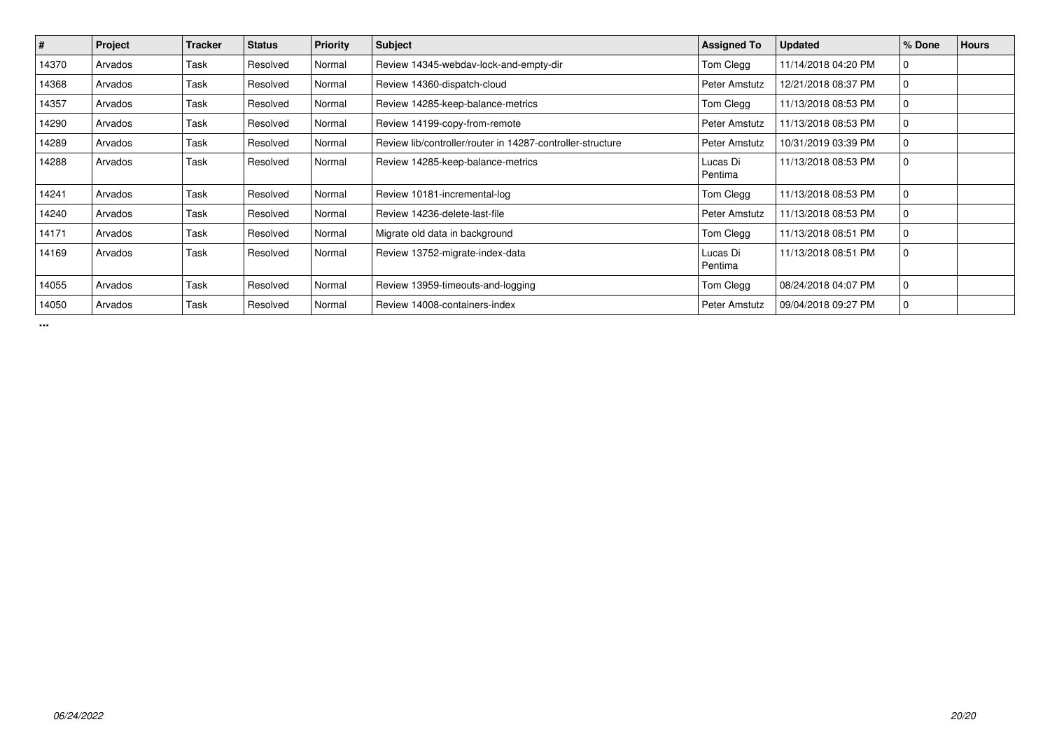| # | Project | Tracker | Status | Priority | Subject | Assigned To | Updated | % Done | Hours |
|---|---|---|---|---|---|---|---|---|---|
| 14370 | Arvados | Task | Resolved | Normal | Review 14345-webdav-lock-and-empty-dir | Tom Clegg | 11/14/2018 04:20 PM | 0 | |
| 14368 | Arvados | Task | Resolved | Normal | Review 14360-dispatch-cloud | Peter Amstutz | 12/21/2018 08:37 PM | 0 | |
| 14357 | Arvados | Task | Resolved | Normal | Review 14285-keep-balance-metrics | Tom Clegg | 11/13/2018 08:53 PM | 0 | |
| 14290 | Arvados | Task | Resolved | Normal | Review 14199-copy-from-remote | Peter Amstutz | 11/13/2018 08:53 PM | 0 | |
| 14289 | Arvados | Task | Resolved | Normal | Review lib/controller/router in 14287-controller-structure | Peter Amstutz | 10/31/2019 03:39 PM | 0 | |
| 14288 | Arvados | Task | Resolved | Normal | Review 14285-keep-balance-metrics | Lucas Di Pentima | 11/13/2018 08:53 PM | 0 | |
| 14241 | Arvados | Task | Resolved | Normal | Review 10181-incremental-log | Tom Clegg | 11/13/2018 08:53 PM | 0 | |
| 14240 | Arvados | Task | Resolved | Normal | Review 14236-delete-last-file | Peter Amstutz | 11/13/2018 08:53 PM | 0 | |
| 14171 | Arvados | Task | Resolved | Normal | Migrate old data in background | Tom Clegg | 11/13/2018 08:51 PM | 0 | |
| 14169 | Arvados | Task | Resolved | Normal | Review 13752-migrate-index-data | Lucas Di Pentima | 11/13/2018 08:51 PM | 0 | |
| 14055 | Arvados | Task | Resolved | Normal | Review 13959-timeouts-and-logging | Tom Clegg | 08/24/2018 04:07 PM | 0 | |
| 14050 | Arvados | Task | Resolved | Normal | Review 14008-containers-index | Peter Amstutz | 09/04/2018 09:27 PM | 0 | |

...